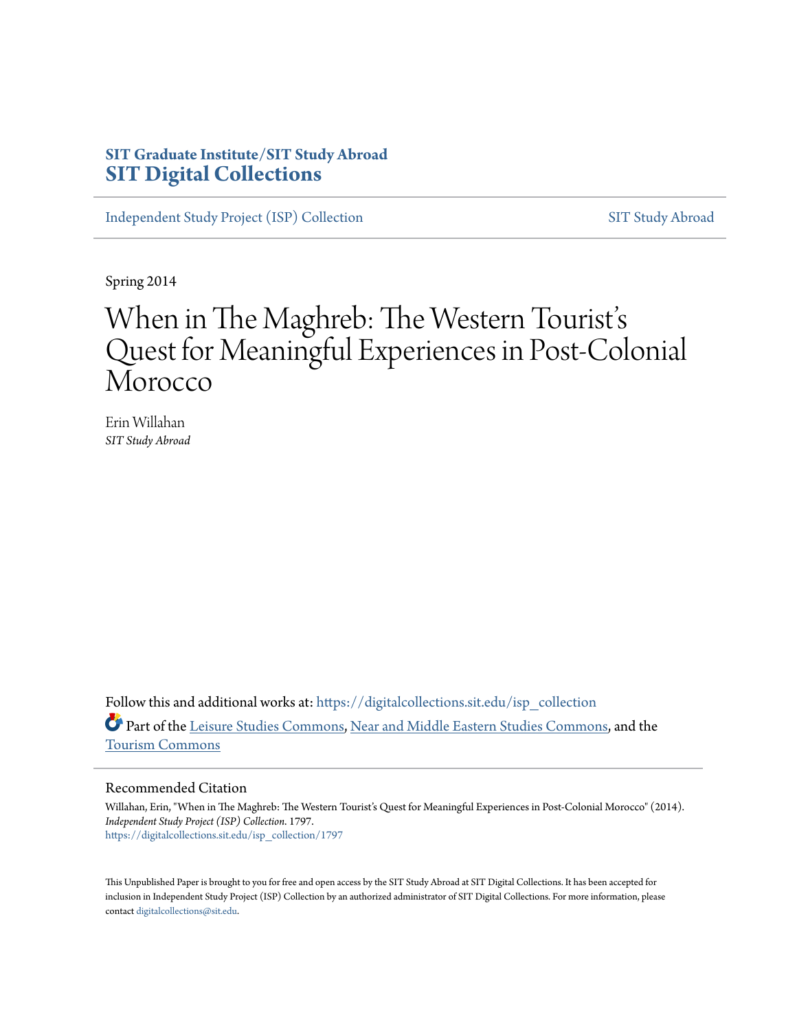**SIT Graduate Institute/SIT Study Abroad**
**SIT Digital Collections**

Independent Study Project (ISP) Collection | SIT Study Abroad

Spring 2014

# When in The Maghreb: The Western Tourist's Quest for Meaningful Experiences in Post-Colonial Morocco

Erin Willahan
*SIT Study Abroad*

Follow this and additional works at: https://digitalcollections.sit.edu/isp_collection

Part of the Leisure Studies Commons, Near and Middle Eastern Studies Commons, and the Tourism Commons

## Recommended Citation

Willahan, Erin, "When in The Maghreb: The Western Tourist's Quest for Meaningful Experiences in Post-Colonial Morocco" (2014). *Independent Study Project (ISP) Collection*. 1797.
https://digitalcollections.sit.edu/isp_collection/1797

This Unpublished Paper is brought to you for free and open access by the SIT Study Abroad at SIT Digital Collections. It has been accepted for inclusion in Independent Study Project (ISP) Collection by an authorized administrator of SIT Digital Collections. For more information, please contact digitalcollections@sit.edu.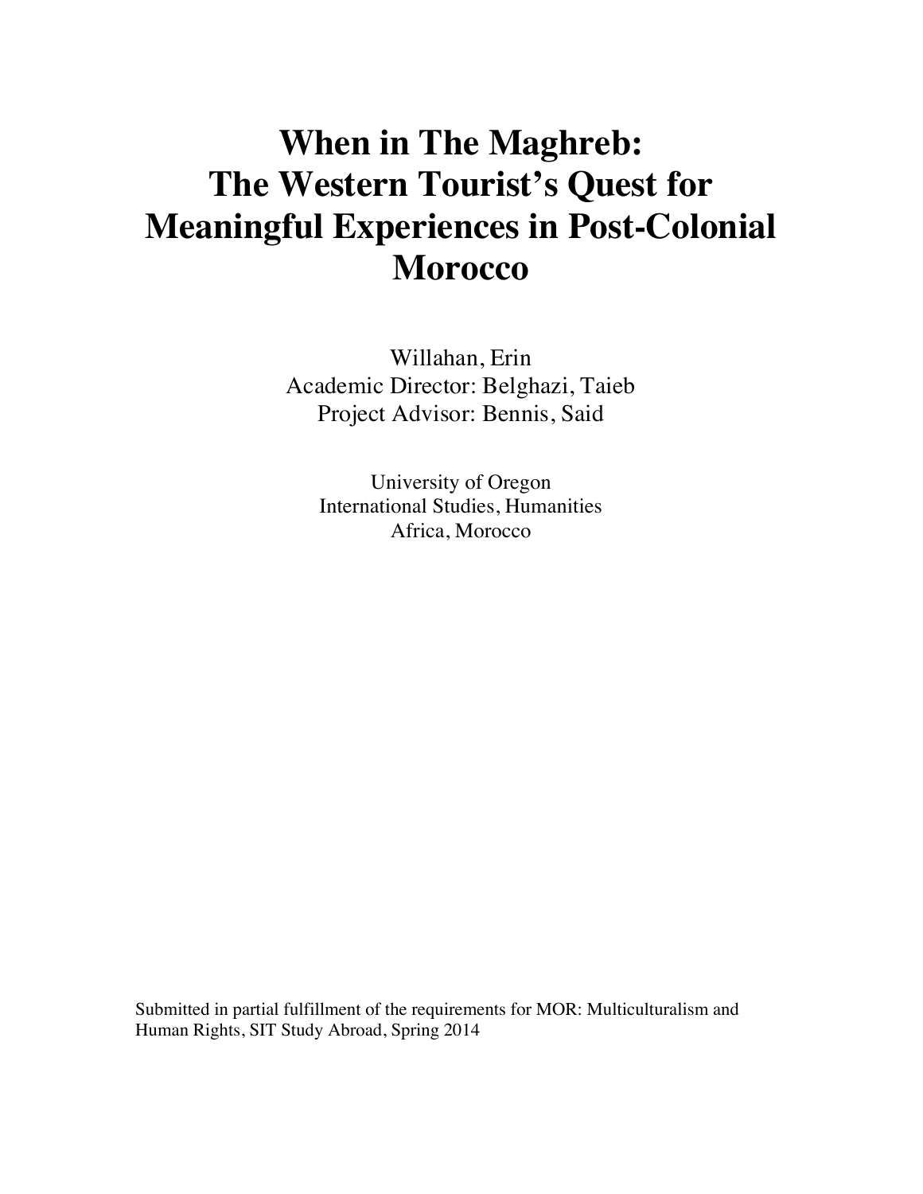# When in The Maghreb: The Western Tourist's Quest for Meaningful Experiences in Post-Colonial Morocco

Willahan, Erin
Academic Director: Belghazi, Taieb
Project Advisor: Bennis, Said

University of Oregon
International Studies, Humanities
Africa, Morocco

Submitted in partial fulfillment of the requirements for MOR: Multiculturalism and Human Rights, SIT Study Abroad, Spring 2014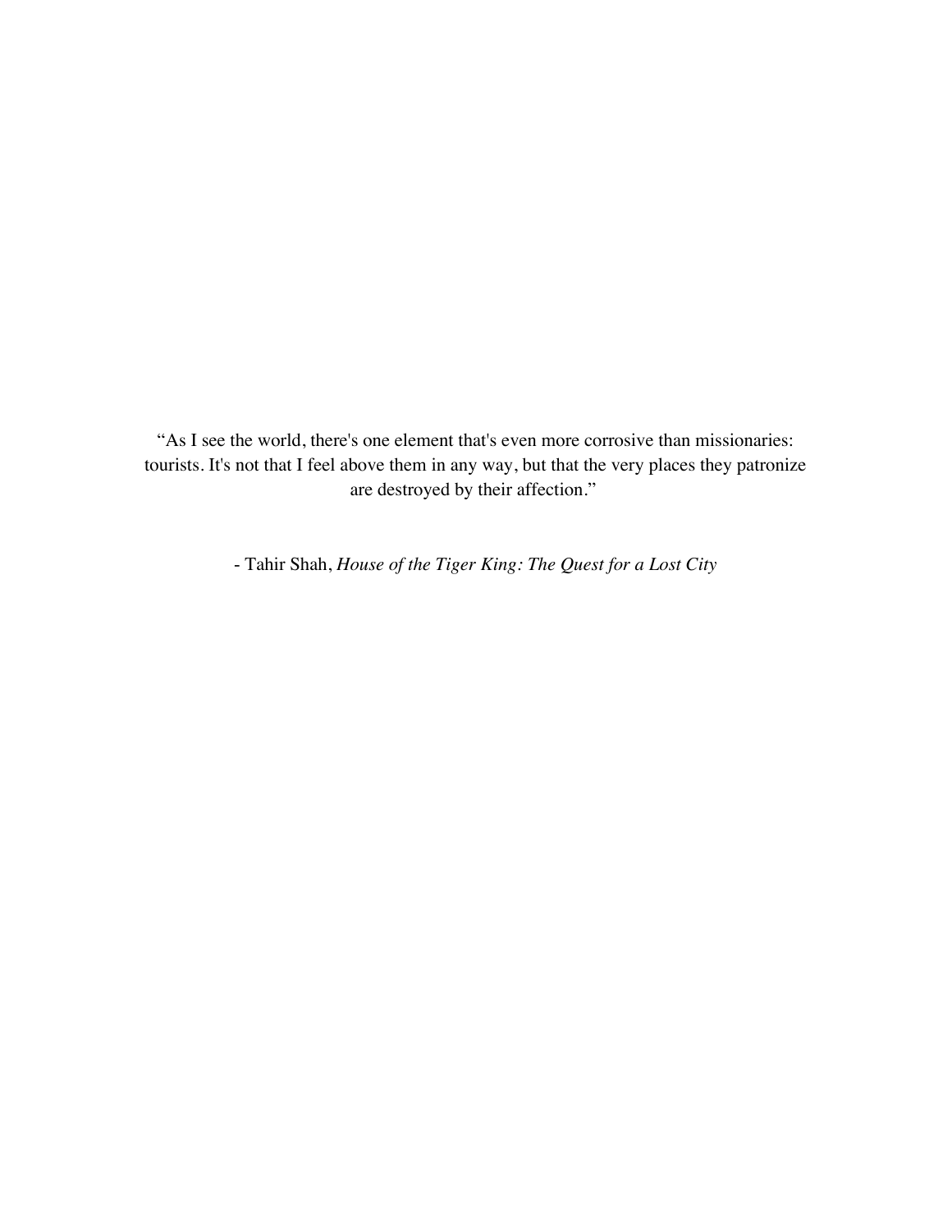“As I see the world, there's one element that's even more corrosive than missionaries: tourists. It's not that I feel above them in any way, but that the very places they patronize are destroyed by their affection.”

- Tahir Shah, *House of the Tiger King: The Quest for a Lost City*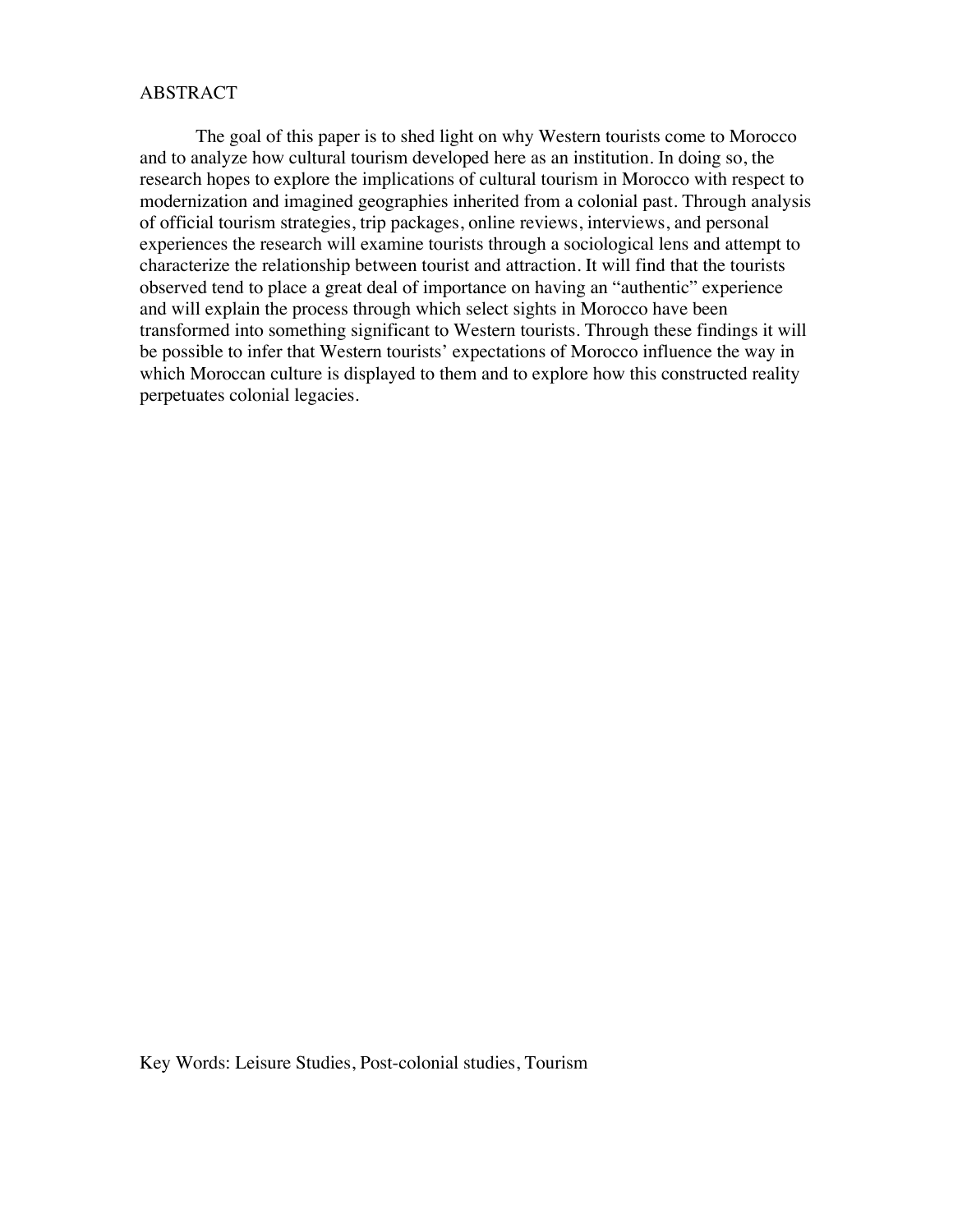# ABSTRACT

The goal of this paper is to shed light on why Western tourists come to Morocco and to analyze how cultural tourism developed here as an institution. In doing so, the research hopes to explore the implications of cultural tourism in Morocco with respect to modernization and imagined geographies inherited from a colonial past. Through analysis of official tourism strategies, trip packages, online reviews, interviews, and personal experiences the research will examine tourists through a sociological lens and attempt to characterize the relationship between tourist and attraction. It will find that the tourists observed tend to place a great deal of importance on having an "authentic" experience and will explain the process through which select sights in Morocco have been transformed into something significant to Western tourists. Through these findings it will be possible to infer that Western tourists' expectations of Morocco influence the way in which Moroccan culture is displayed to them and to explore how this constructed reality perpetuates colonial legacies.

Key Words: Leisure Studies, Post-colonial studies, Tourism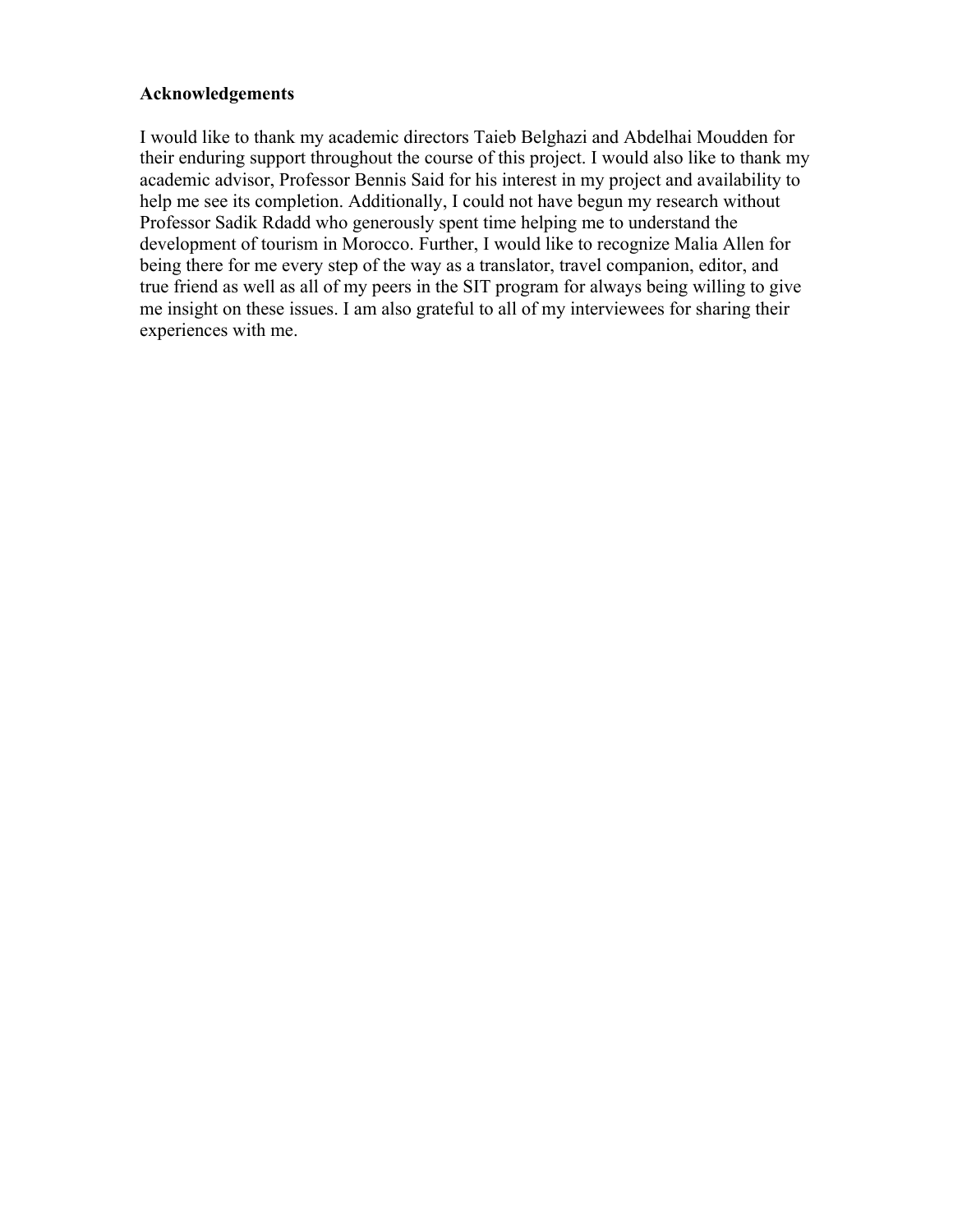**Acknowledgements**

I would like to thank my academic directors Taieb Belghazi and Abdelhai Moudden for their enduring support throughout the course of this project. I would also like to thank my academic advisor, Professor Bennis Said for his interest in my project and availability to help me see its completion. Additionally, I could not have begun my research without Professor Sadik Rdadd who generously spent time helping me to understand the development of tourism in Morocco. Further, I would like to recognize Malia Allen for being there for me every step of the way as a translator, travel companion, editor, and true friend as well as all of my peers in the SIT program for always being willing to give me insight on these issues. I am also grateful to all of my interviewees for sharing their experiences with me.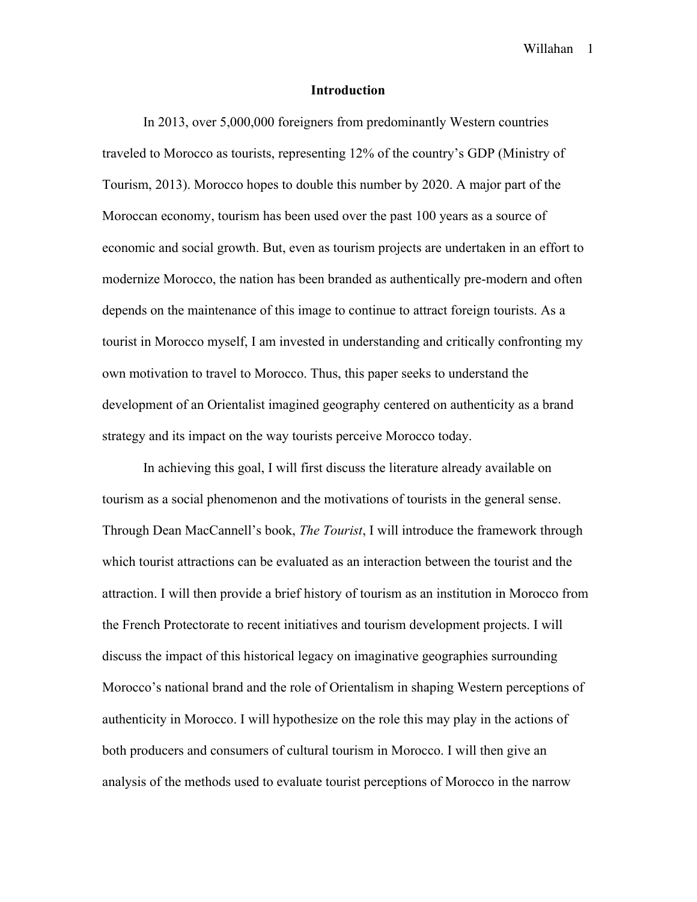# Introduction

In 2013, over 5,000,000 foreigners from predominantly Western countries traveled to Morocco as tourists, representing 12% of the country's GDP (Ministry of Tourism, 2013). Morocco hopes to double this number by 2020. A major part of the Moroccan economy, tourism has been used over the past 100 years as a source of economic and social growth. But, even as tourism projects are undertaken in an effort to modernize Morocco, the nation has been branded as authentically pre-modern and often depends on the maintenance of this image to continue to attract foreign tourists. As a tourist in Morocco myself, I am invested in understanding and critically confronting my own motivation to travel to Morocco. Thus, this paper seeks to understand the development of an Orientalist imagined geography centered on authenticity as a brand strategy and its impact on the way tourists perceive Morocco today.

In achieving this goal, I will first discuss the literature already available on tourism as a social phenomenon and the motivations of tourists in the general sense. Through Dean MacCannell's book, *The Tourist*, I will introduce the framework through which tourist attractions can be evaluated as an interaction between the tourist and the attraction. I will then provide a brief history of tourism as an institution in Morocco from the French Protectorate to recent initiatives and tourism development projects. I will discuss the impact of this historical legacy on imaginative geographies surrounding Morocco's national brand and the role of Orientalism in shaping Western perceptions of authenticity in Morocco. I will hypothesize on the role this may play in the actions of both producers and consumers of cultural tourism in Morocco. I will then give an analysis of the methods used to evaluate tourist perceptions of Morocco in the narrow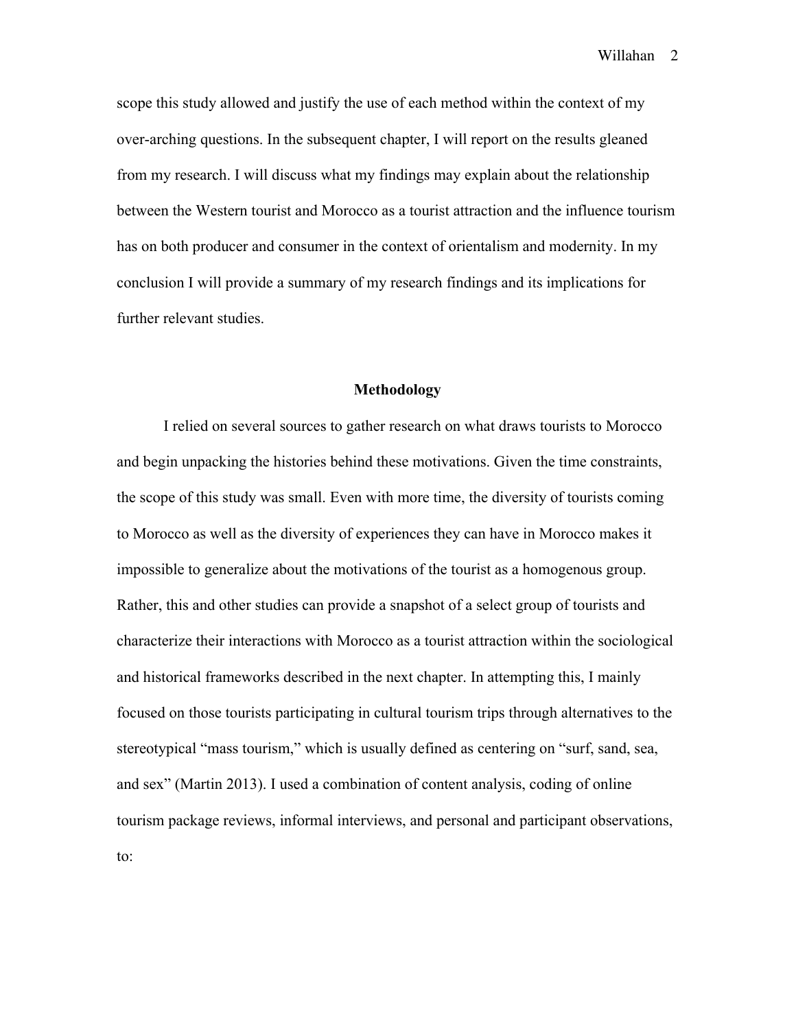scope this study allowed and justify the use of each method within the context of my over-arching questions. In the subsequent chapter, I will report on the results gleaned from my research. I will discuss what my findings may explain about the relationship between the Western tourist and Morocco as a tourist attraction and the influence tourism has on both producer and consumer in the context of orientalism and modernity. In my conclusion I will provide a summary of my research findings and its implications for further relevant studies.

## Methodology

I relied on several sources to gather research on what draws tourists to Morocco and begin unpacking the histories behind these motivations. Given the time constraints, the scope of this study was small. Even with more time, the diversity of tourists coming to Morocco as well as the diversity of experiences they can have in Morocco makes it impossible to generalize about the motivations of the tourist as a homogenous group. Rather, this and other studies can provide a snapshot of a select group of tourists and characterize their interactions with Morocco as a tourist attraction within the sociological and historical frameworks described in the next chapter. In attempting this, I mainly focused on those tourists participating in cultural tourism trips through alternatives to the stereotypical "mass tourism," which is usually defined as centering on "surf, sand, sea, and sex" (Martin 2013). I used a combination of content analysis, coding of online tourism package reviews, informal interviews, and personal and participant observations, to: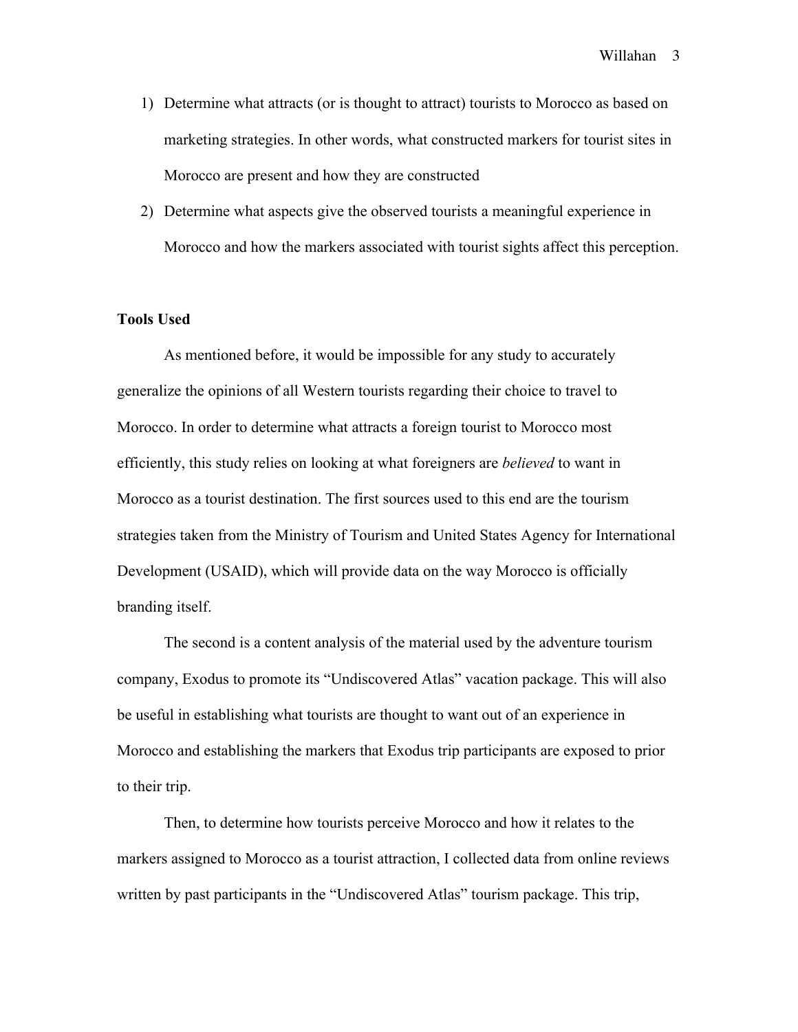1) Determine what attracts (or is thought to attract) tourists to Morocco as based on marketing strategies. In other words, what constructed markers for tourist sites in Morocco are present and how they are constructed
2) Determine what aspects give the observed tourists a meaningful experience in Morocco and how the markers associated with tourist sights affect this perception.

**Tools Used**

As mentioned before, it would be impossible for any study to accurately generalize the opinions of all Western tourists regarding their choice to travel to Morocco. In order to determine what attracts a foreign tourist to Morocco most efficiently, this study relies on looking at what foreigners are *believed* to want in Morocco as a tourist destination. The first sources used to this end are the tourism strategies taken from the Ministry of Tourism and United States Agency for International Development (USAID), which will provide data on the way Morocco is officially branding itself.

The second is a content analysis of the material used by the adventure tourism company, Exodus to promote its "Undiscovered Atlas" vacation package. This will also be useful in establishing what tourists are thought to want out of an experience in Morocco and establishing the markers that Exodus trip participants are exposed to prior to their trip.

Then, to determine how tourists perceive Morocco and how it relates to the markers assigned to Morocco as a tourist attraction, I collected data from online reviews written by past participants in the "Undiscovered Atlas" tourism package. This trip,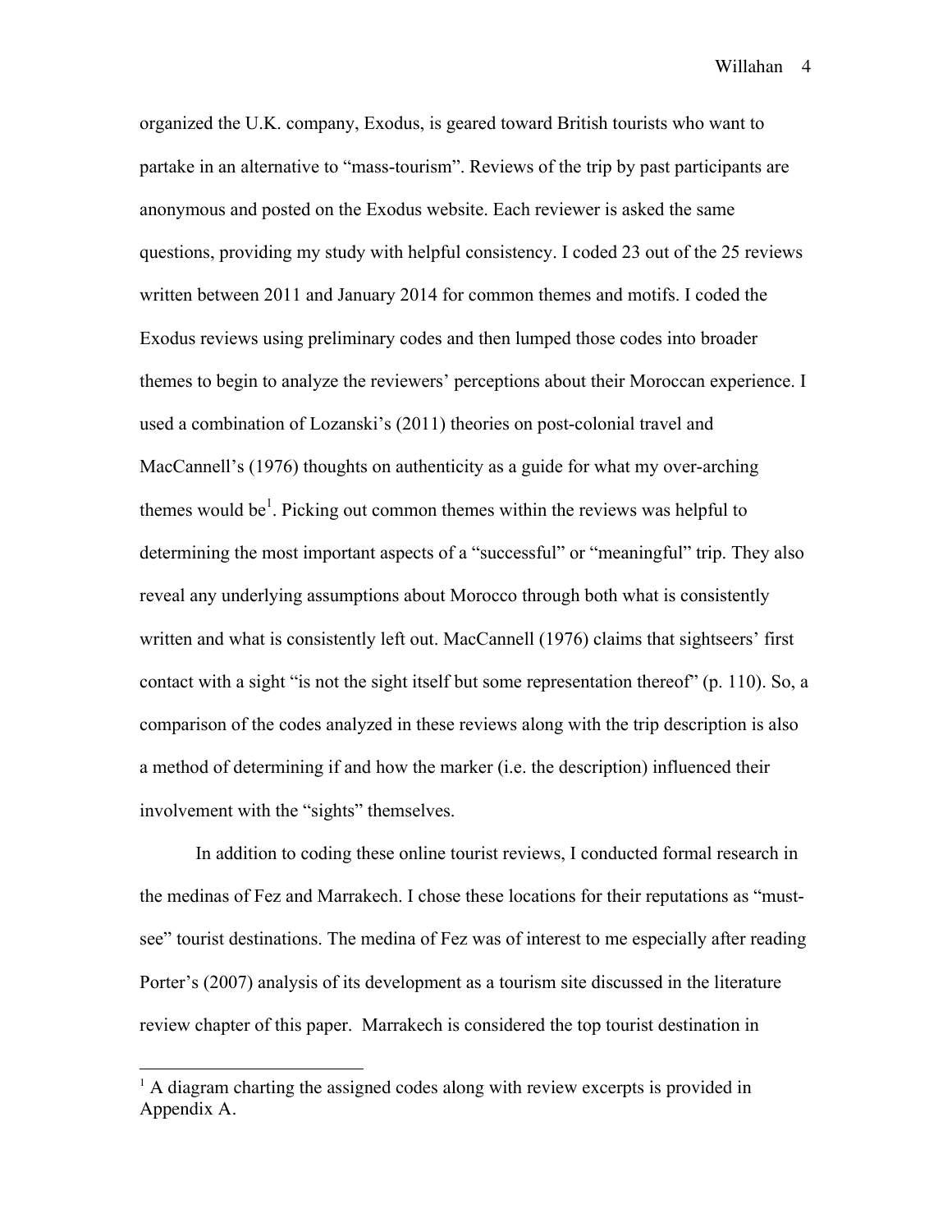organized the U.K. company, Exodus, is geared toward British tourists who want to partake in an alternative to "mass-tourism". Reviews of the trip by past participants are anonymous and posted on the Exodus website. Each reviewer is asked the same questions, providing my study with helpful consistency. I coded 23 out of the 25 reviews written between 2011 and January 2014 for common themes and motifs. I coded the Exodus reviews using preliminary codes and then lumped those codes into broader themes to begin to analyze the reviewers' perceptions about their Moroccan experience. I used a combination of Lozanski's (2011) theories on post-colonial travel and MacCannell's (1976) thoughts on authenticity as a guide for what my over-arching themes would be[1]. Picking out common themes within the reviews was helpful to determining the most important aspects of a "successful" or "meaningful" trip. They also reveal any underlying assumptions about Morocco through both what is consistently written and what is consistently left out. MacCannell (1976) claims that sightseers' first contact with a sight "is not the sight itself but some representation thereof" (p. 110). So, a comparison of the codes analyzed in these reviews along with the trip description is also a method of determining if and how the marker (i.e. the description) influenced their involvement with the "sights" themselves.

In addition to coding these online tourist reviews, I conducted formal research in the medinas of Fez and Marrakech. I chose these locations for their reputations as "must-see" tourist destinations. The medina of Fez was of interest to me especially after reading Porter's (2007) analysis of its development as a tourism site discussed in the literature review chapter of this paper. Marrakech is considered the top tourist destination in

[1] A diagram charting the assigned codes along with review excerpts is provided in Appendix A.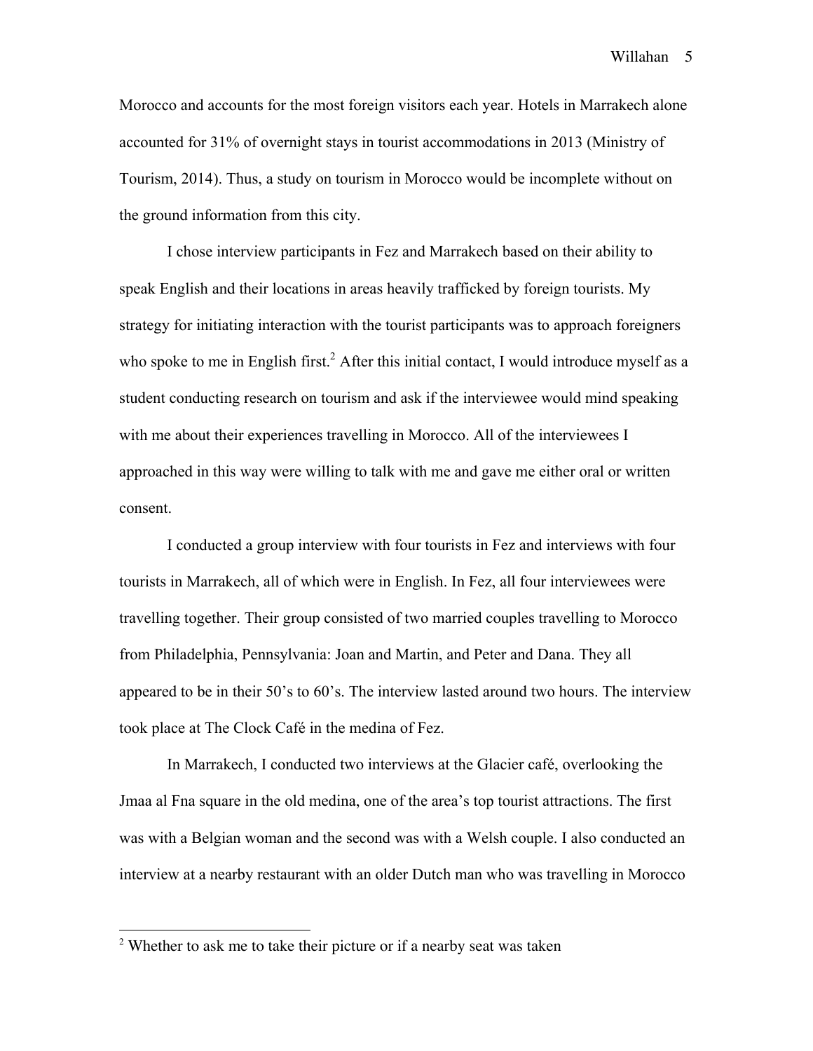Morocco and accounts for the most foreign visitors each year. Hotels in Marrakech alone accounted for 31% of overnight stays in tourist accommodations in 2013 (Ministry of Tourism, 2014). Thus, a study on tourism in Morocco would be incomplete without on the ground information from this city.

I chose interview participants in Fez and Marrakech based on their ability to speak English and their locations in areas heavily trafficked by foreign tourists. My strategy for initiating interaction with the tourist participants was to approach foreigners who spoke to me in English first.[2] After this initial contact, I would introduce myself as a student conducting research on tourism and ask if the interviewee would mind speaking with me about their experiences travelling in Morocco. All of the interviewees I approached in this way were willing to talk with me and gave me either oral or written consent.

I conducted a group interview with four tourists in Fez and interviews with four tourists in Marrakech, all of which were in English. In Fez, all four interviewees were travelling together. Their group consisted of two married couples travelling to Morocco from Philadelphia, Pennsylvania: Joan and Martin, and Peter and Dana. They all appeared to be in their 50's to 60's. The interview lasted around two hours. The interview took place at The Clock Café in the medina of Fez.

In Marrakech, I conducted two interviews at the Glacier café, overlooking the Jmaa al Fna square in the old medina, one of the area's top tourist attractions. The first was with a Belgian woman and the second was with a Welsh couple. I also conducted an interview at a nearby restaurant with an older Dutch man who was travelling in Morocco

---

[2] Whether to ask me to take their picture or if a nearby seat was taken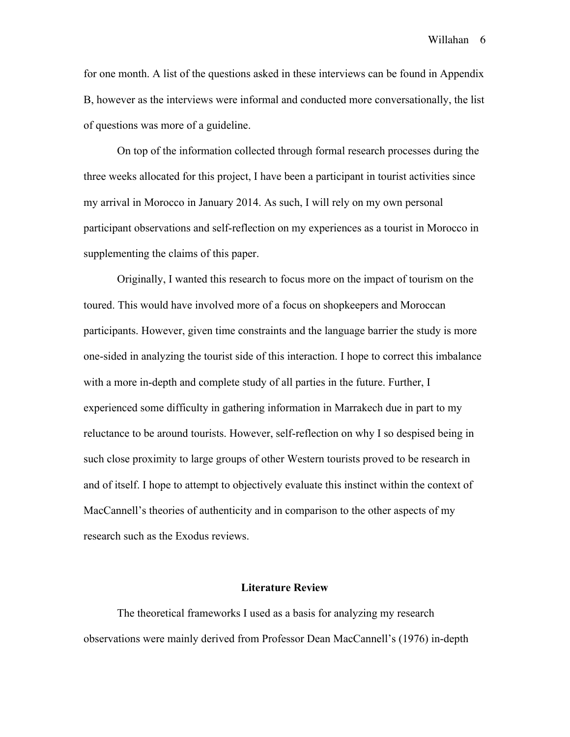for one month. A list of the questions asked in these interviews can be found in Appendix B, however as the interviews were informal and conducted more conversationally, the list of questions was more of a guideline.

On top of the information collected through formal research processes during the three weeks allocated for this project, I have been a participant in tourist activities since my arrival in Morocco in January 2014. As such, I will rely on my own personal participant observations and self-reflection on my experiences as a tourist in Morocco in supplementing the claims of this paper.

Originally, I wanted this research to focus more on the impact of tourism on the toured. This would have involved more of a focus on shopkeepers and Moroccan participants. However, given time constraints and the language barrier the study is more one-sided in analyzing the tourist side of this interaction. I hope to correct this imbalance with a more in-depth and complete study of all parties in the future. Further, I experienced some difficulty in gathering information in Marrakech due in part to my reluctance to be around tourists. However, self-reflection on why I so despised being in such close proximity to large groups of other Western tourists proved to be research in and of itself. I hope to attempt to objectively evaluate this instinct within the context of MacCannell's theories of authenticity and in comparison to the other aspects of my research such as the Exodus reviews.

## Literature Review

The theoretical frameworks I used as a basis for analyzing my research observations were mainly derived from Professor Dean MacCannell's (1976) in-depth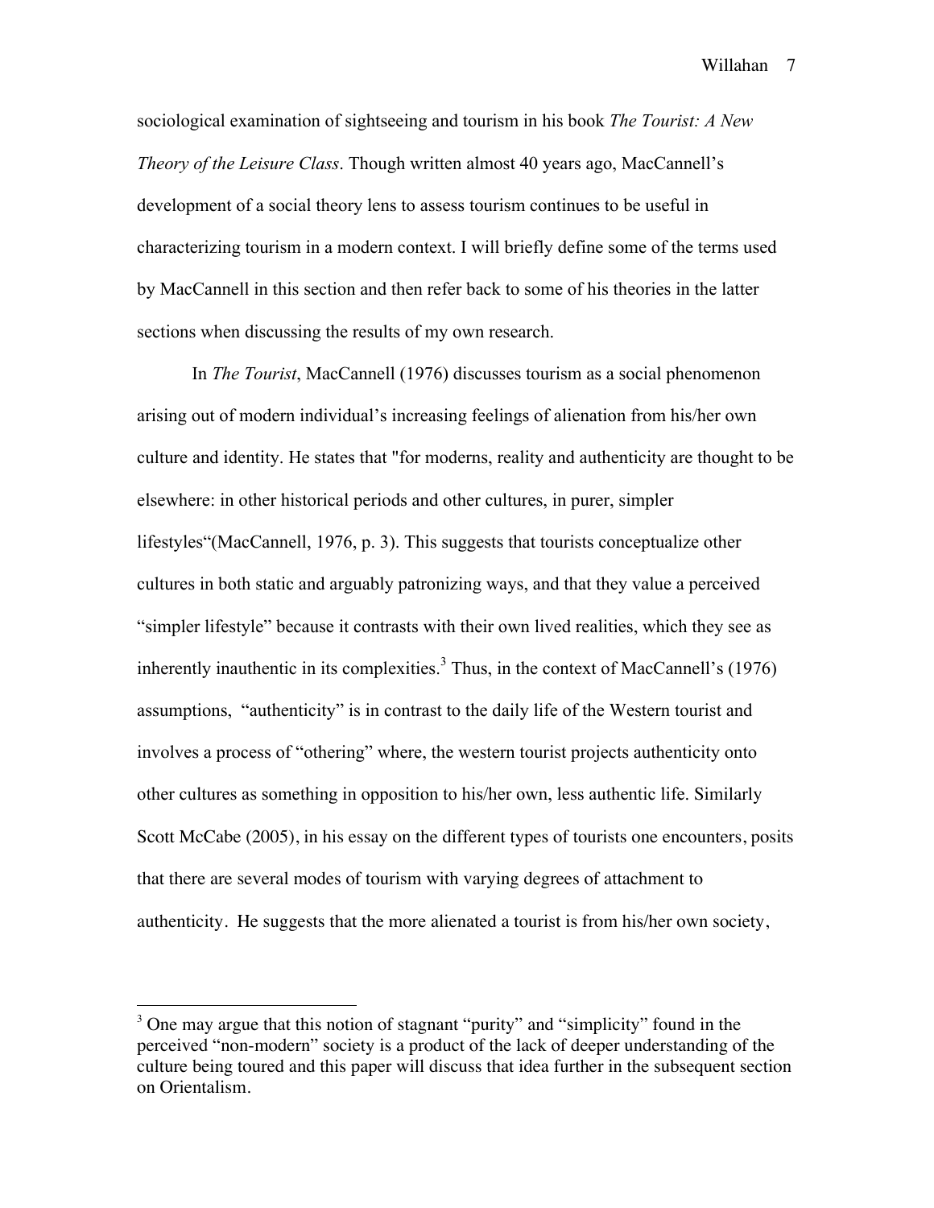sociological examination of sightseeing and tourism in his book *The Tourist: A New Theory of the Leisure Class*. Though written almost 40 years ago, MacCannell's development of a social theory lens to assess tourism continues to be useful in characterizing tourism in a modern context. I will briefly define some of the terms used by MacCannell in this section and then refer back to some of his theories in the latter sections when discussing the results of my own research.

In *The Tourist*, MacCannell (1976) discusses tourism as a social phenomenon arising out of modern individual's increasing feelings of alienation from his/her own culture and identity. He states that "for moderns, reality and authenticity are thought to be elsewhere: in other historical periods and other cultures, in purer, simpler lifestyles"(MacCannell, 1976, p. 3). This suggests that tourists conceptualize other cultures in both static and arguably patronizing ways, and that they value a perceived "simpler lifestyle" because it contrasts with their own lived realities, which they see as inherently inauthentic in its complexities.[3] Thus, in the context of MacCannell's (1976) assumptions, "authenticity" is in contrast to the daily life of the Western tourist and involves a process of "othering" where, the western tourist projects authenticity onto other cultures as something in opposition to his/her own, less authentic life. Similarly Scott McCabe (2005), in his essay on the different types of tourists one encounters, posits that there are several modes of tourism with varying degrees of attachment to authenticity. He suggests that the more alienated a tourist is from his/her own society,

[3] One may argue that this notion of stagnant "purity" and "simplicity" found in the perceived "non-modern" society is a product of the lack of deeper understanding of the culture being toured and this paper will discuss that idea further in the subsequent section on Orientalism.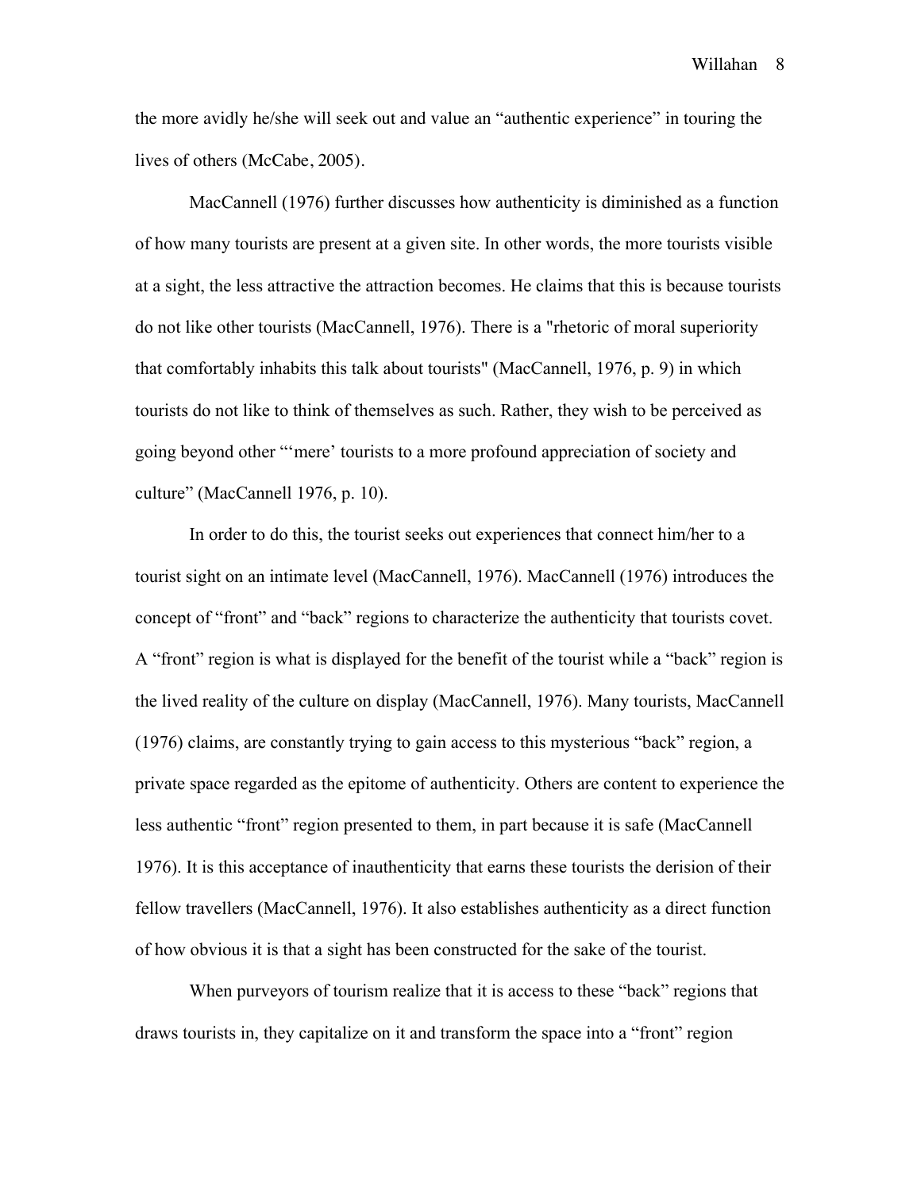the more avidly he/she will seek out and value an "authentic experience" in touring the lives of others (McCabe, 2005).

MacCannell (1976) further discusses how authenticity is diminished as a function of how many tourists are present at a given site. In other words, the more tourists visible at a sight, the less attractive the attraction becomes. He claims that this is because tourists do not like other tourists (MacCannell, 1976). There is a "rhetoric of moral superiority that comfortably inhabits this talk about tourists" (MacCannell, 1976, p. 9) in which tourists do not like to think of themselves as such. Rather, they wish to be perceived as going beyond other "'mere' tourists to a more profound appreciation of society and culture" (MacCannell 1976, p. 10).

In order to do this, the tourist seeks out experiences that connect him/her to a tourist sight on an intimate level (MacCannell, 1976). MacCannell (1976) introduces the concept of "front" and "back" regions to characterize the authenticity that tourists covet. A "front" region is what is displayed for the benefit of the tourist while a "back" region is the lived reality of the culture on display (MacCannell, 1976). Many tourists, MacCannell (1976) claims, are constantly trying to gain access to this mysterious "back" region, a private space regarded as the epitome of authenticity. Others are content to experience the less authentic "front" region presented to them, in part because it is safe (MacCannell 1976). It is this acceptance of inauthenticity that earns these tourists the derision of their fellow travellers (MacCannell, 1976). It also establishes authenticity as a direct function of how obvious it is that a sight has been constructed for the sake of the tourist.

When purveyors of tourism realize that it is access to these "back" regions that draws tourists in, they capitalize on it and transform the space into a "front" region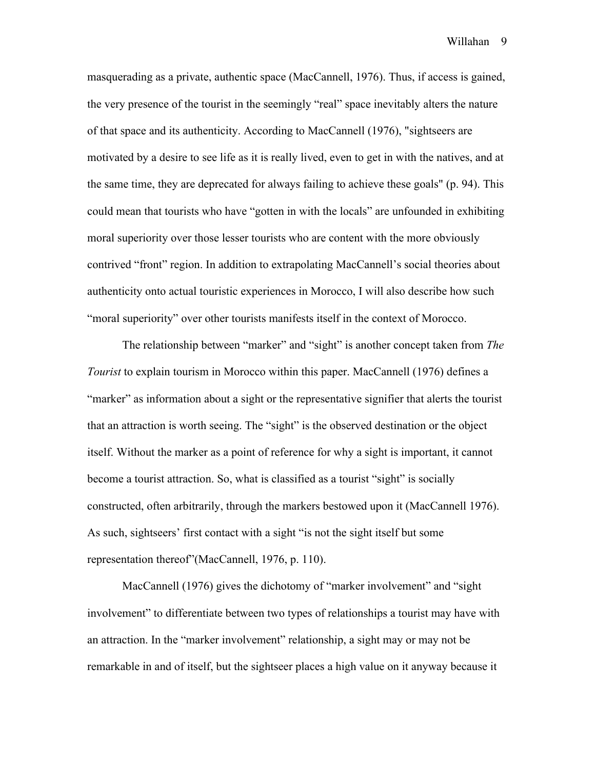masquerading as a private, authentic space (MacCannell, 1976). Thus, if access is gained, the very presence of the tourist in the seemingly “real” space inevitably alters the nature of that space and its authenticity. According to MacCannell (1976), "sightseers are motivated by a desire to see life as it is really lived, even to get in with the natives, and at the same time, they are deprecated for always failing to achieve these goals" (p. 94). This could mean that tourists who have “gotten in with the locals” are unfounded in exhibiting moral superiority over those lesser tourists who are content with the more obviously contrived “front” region. In addition to extrapolating MacCannell’s social theories about authenticity onto actual touristic experiences in Morocco, I will also describe how such “moral superiority” over other tourists manifests itself in the context of Morocco.

The relationship between “marker” and “sight” is another concept taken from *The Tourist* to explain tourism in Morocco within this paper. MacCannell (1976) defines a “marker” as information about a sight or the representative signifier that alerts the tourist that an attraction is worth seeing. The “sight” is the observed destination or the object itself. Without the marker as a point of reference for why a sight is important, it cannot become a tourist attraction. So, what is classified as a tourist “sight” is socially constructed, often arbitrarily, through the markers bestowed upon it (MacCannell 1976). As such, sightseers’ first contact with a sight “is not the sight itself but some representation thereof”(MacCannell, 1976, p. 110).

MacCannell (1976) gives the dichotomy of “marker involvement” and “sight involvement” to differentiate between two types of relationships a tourist may have with an attraction. In the “marker involvement” relationship, a sight may or may not be remarkable in and of itself, but the sightseer places a high value on it anyway because it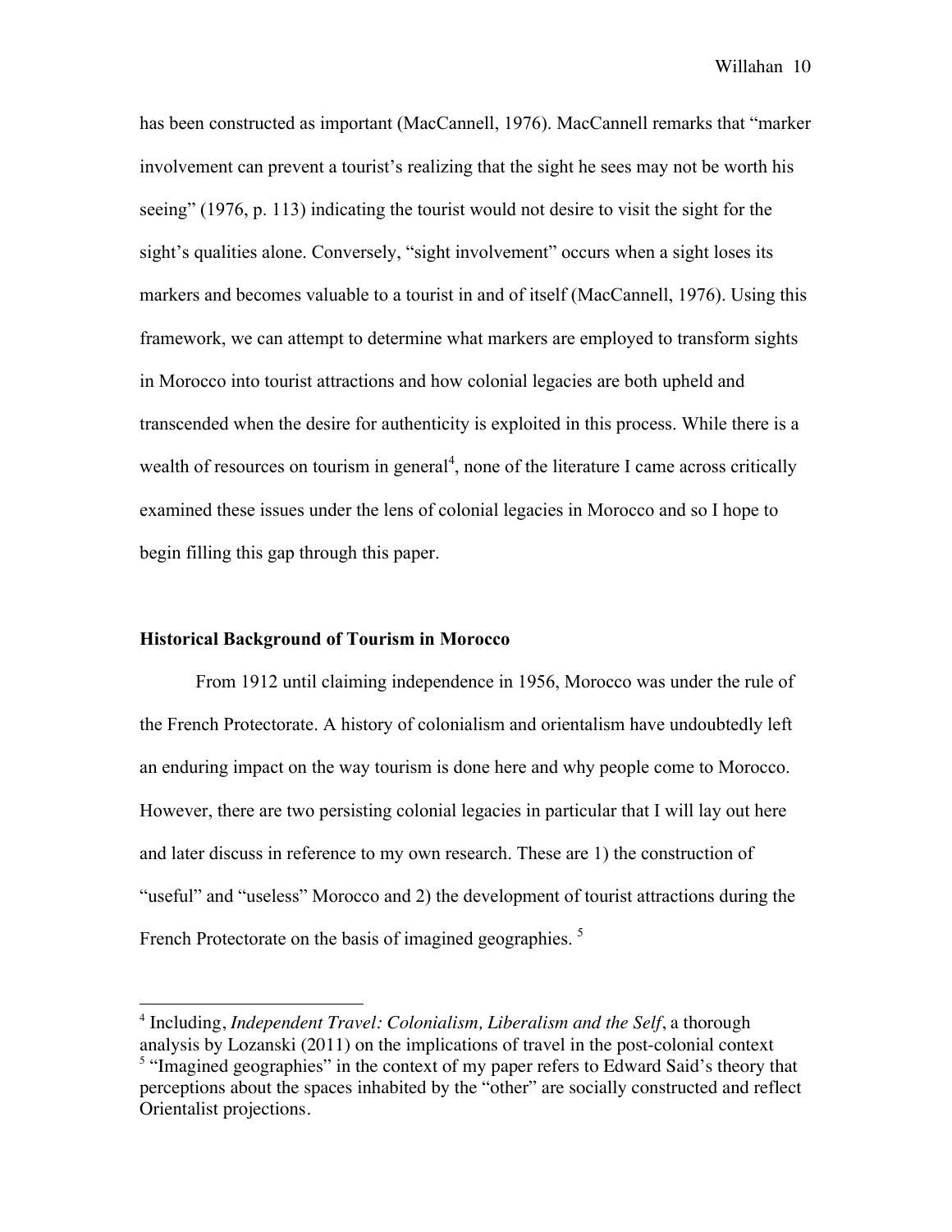has been constructed as important (MacCannell, 1976). MacCannell remarks that "marker involvement can prevent a tourist's realizing that the sight he sees may not be worth his seeing" (1976, p. 113) indicating the tourist would not desire to visit the sight for the sight's qualities alone. Conversely, "sight involvement" occurs when a sight loses its markers and becomes valuable to a tourist in and of itself (MacCannell, 1976). Using this framework, we can attempt to determine what markers are employed to transform sights in Morocco into tourist attractions and how colonial legacies are both upheld and transcended when the desire for authenticity is exploited in this process. While there is a wealth of resources on tourism in general[4], none of the literature I came across critically examined these issues under the lens of colonial legacies in Morocco and so I hope to begin filling this gap through this paper.

## Historical Background of Tourism in Morocco

From 1912 until claiming independence in 1956, Morocco was under the rule of the French Protectorate. A history of colonialism and orientalism have undoubtedly left an enduring impact on the way tourism is done here and why people come to Morocco. However, there are two persisting colonial legacies in particular that I will lay out here and later discuss in reference to my own research. These are 1) the construction of "useful" and "useless" Morocco and 2) the development of tourist attractions during the French Protectorate on the basis of imagined geographies. [5]

---

[4] Including, *Independent Travel: Colonialism, Liberalism and the Self*, a thorough analysis by Lozanski (2011) on the implications of travel in the post-colonial context

[5] "Imagined geographies" in the context of my paper refers to Edward Said's theory that perceptions about the spaces inhabited by the "other" are socially constructed and reflect Orientalist projections.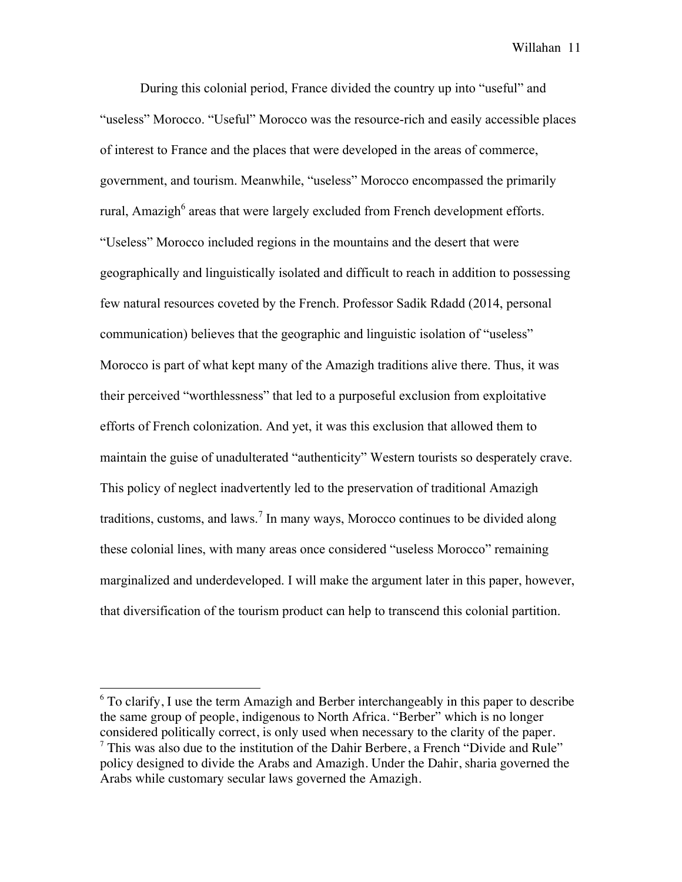During this colonial period, France divided the country up into "useful" and "useless" Morocco. "Useful" Morocco was the resource-rich and easily accessible places of interest to France and the places that were developed in the areas of commerce, government, and tourism. Meanwhile, "useless" Morocco encompassed the primarily rural, Amazigh[6] areas that were largely excluded from French development efforts. "Useless" Morocco included regions in the mountains and the desert that were geographically and linguistically isolated and difficult to reach in addition to possessing few natural resources coveted by the French. Professor Sadik Rdadd (2014, personal communication) believes that the geographic and linguistic isolation of "useless" Morocco is part of what kept many of the Amazigh traditions alive there. Thus, it was their perceived "worthlessness" that led to a purposeful exclusion from exploitative efforts of French colonization. And yet, it was this exclusion that allowed them to maintain the guise of unadulterated "authenticity" Western tourists so desperately crave. This policy of neglect inadvertently led to the preservation of traditional Amazigh traditions, customs, and laws.[7] In many ways, Morocco continues to be divided along these colonial lines, with many areas once considered "useless Morocco" remaining marginalized and underdeveloped. I will make the argument later in this paper, however, that diversification of the tourism product can help to transcend this colonial partition.

---

[6] To clarify, I use the term Amazigh and Berber interchangeably in this paper to describe the same group of people, indigenous to North Africa. "Berber" which is no longer considered politically correct, is only used when necessary to the clarity of the paper.

[7] This was also due to the institution of the Dahir Berbere, a French "Divide and Rule" policy designed to divide the Arabs and Amazigh. Under the Dahir, sharia governed the Arabs while customary secular laws governed the Amazigh.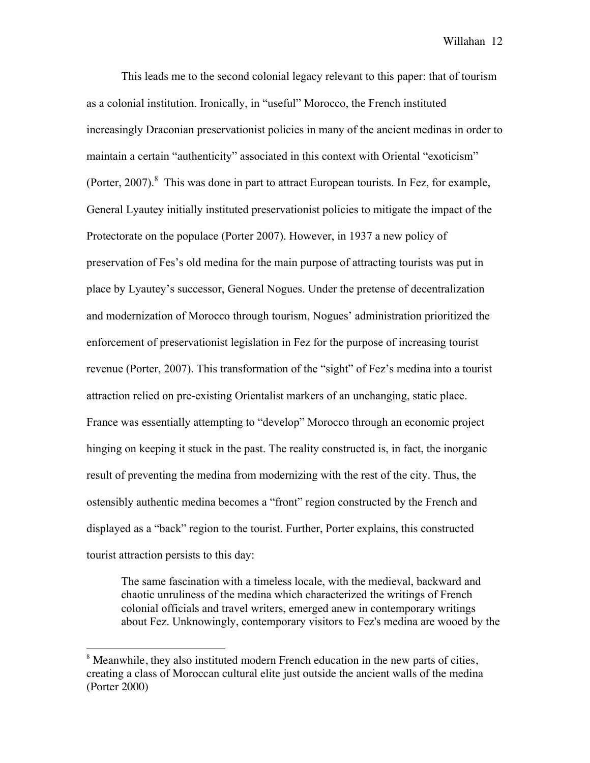This leads me to the second colonial legacy relevant to this paper: that of tourism as a colonial institution. Ironically, in "useful" Morocco, the French instituted increasingly Draconian preservationist policies in many of the ancient medinas in order to maintain a certain "authenticity" associated in this context with Oriental "exoticism" (Porter, 2007).[8] This was done in part to attract European tourists. In Fez, for example, General Lyautey initially instituted preservationist policies to mitigate the impact of the Protectorate on the populace (Porter 2007). However, in 1937 a new policy of preservation of Fes's old medina for the main purpose of attracting tourists was put in place by Lyautey's successor, General Nogues. Under the pretense of decentralization and modernization of Morocco through tourism, Nogues' administration prioritized the enforcement of preservationist legislation in Fez for the purpose of increasing tourist revenue (Porter, 2007). This transformation of the "sight" of Fez's medina into a tourist attraction relied on pre-existing Orientalist markers of an unchanging, static place. France was essentially attempting to "develop" Morocco through an economic project hinging on keeping it stuck in the past. The reality constructed is, in fact, the inorganic result of preventing the medina from modernizing with the rest of the city. Thus, the ostensibly authentic medina becomes a "front" region constructed by the French and displayed as a "back" region to the tourist. Further, Porter explains, this constructed tourist attraction persists to this day:

> The same fascination with a timeless locale, with the medieval, backward and chaotic unruliness of the medina which characterized the writings of French colonial officials and travel writers, emerged anew in contemporary writings about Fez. Unknowingly, contemporary visitors to Fez's medina are wooed by the

[8] Meanwhile, they also instituted modern French education in the new parts of cities, creating a class of Moroccan cultural elite just outside the ancient walls of the medina (Porter 2000)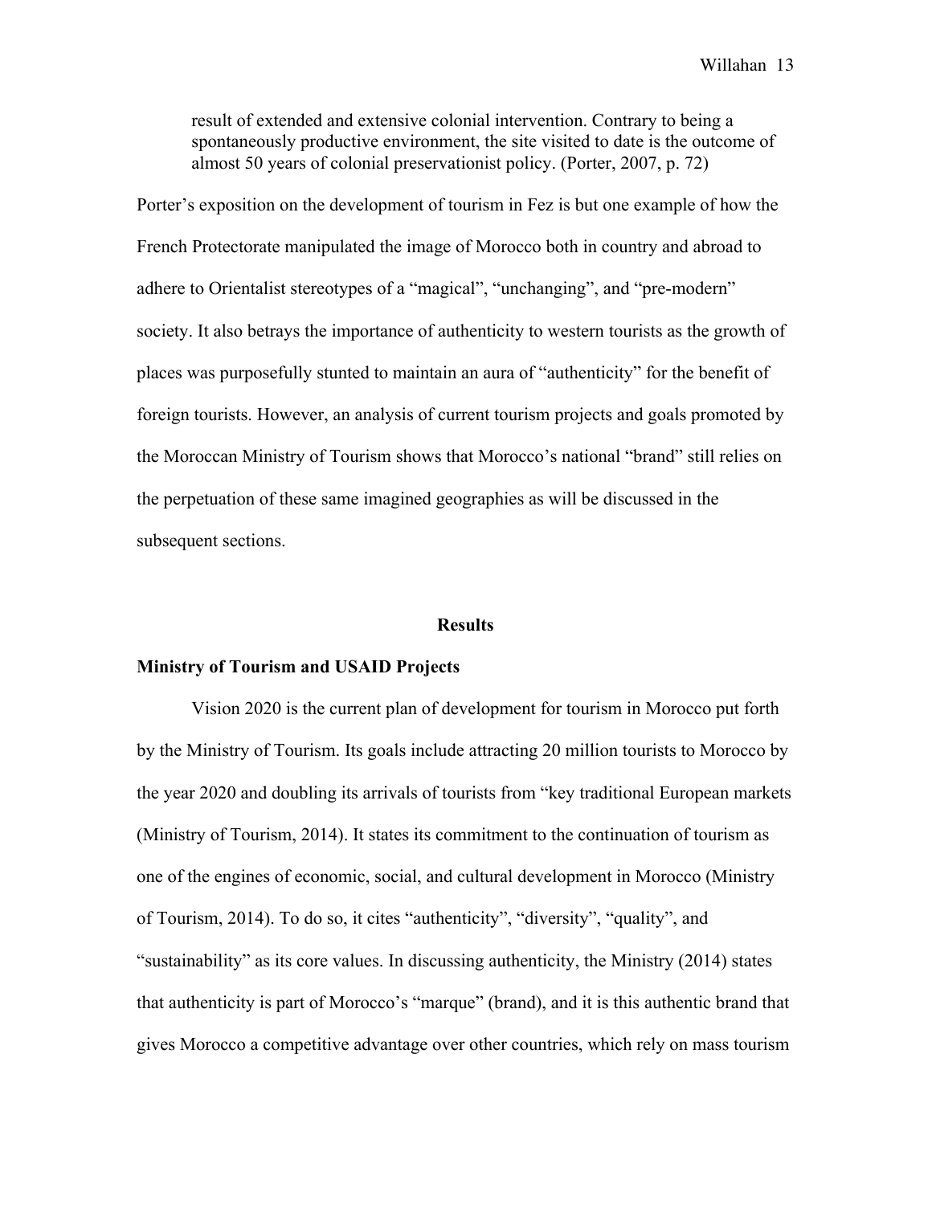> result of extended and extensive colonial intervention. Contrary to being a spontaneously productive environment, the site visited to date is the outcome of almost 50 years of colonial preservationist policy. (Porter, 2007, p. 72)

Porter's exposition on the development of tourism in Fez is but one example of how the French Protectorate manipulated the image of Morocco both in country and abroad to adhere to Orientalist stereotypes of a "magical", "unchanging", and "pre-modern" society. It also betrays the importance of authenticity to western tourists as the growth of places was purposefully stunted to maintain an aura of "authenticity" for the benefit of foreign tourists. However, an analysis of current tourism projects and goals promoted by the Moroccan Ministry of Tourism shows that Morocco's national "brand" still relies on the perpetuation of these same imagined geographies as will be discussed in the subsequent sections.

## Results

### Ministry of Tourism and USAID Projects

Vision 2020 is the current plan of development for tourism in Morocco put forth by the Ministry of Tourism. Its goals include attracting 20 million tourists to Morocco by the year 2020 and doubling its arrivals of tourists from "key traditional European markets (Ministry of Tourism, 2014). It states its commitment to the continuation of tourism as one of the engines of economic, social, and cultural development in Morocco (Ministry of Tourism, 2014). To do so, it cites "authenticity", "diversity", "quality", and "sustainability" as its core values. In discussing authenticity, the Ministry (2014) states that authenticity is part of Morocco's "marque" (brand), and it is this authentic brand that gives Morocco a competitive advantage over other countries, which rely on mass tourism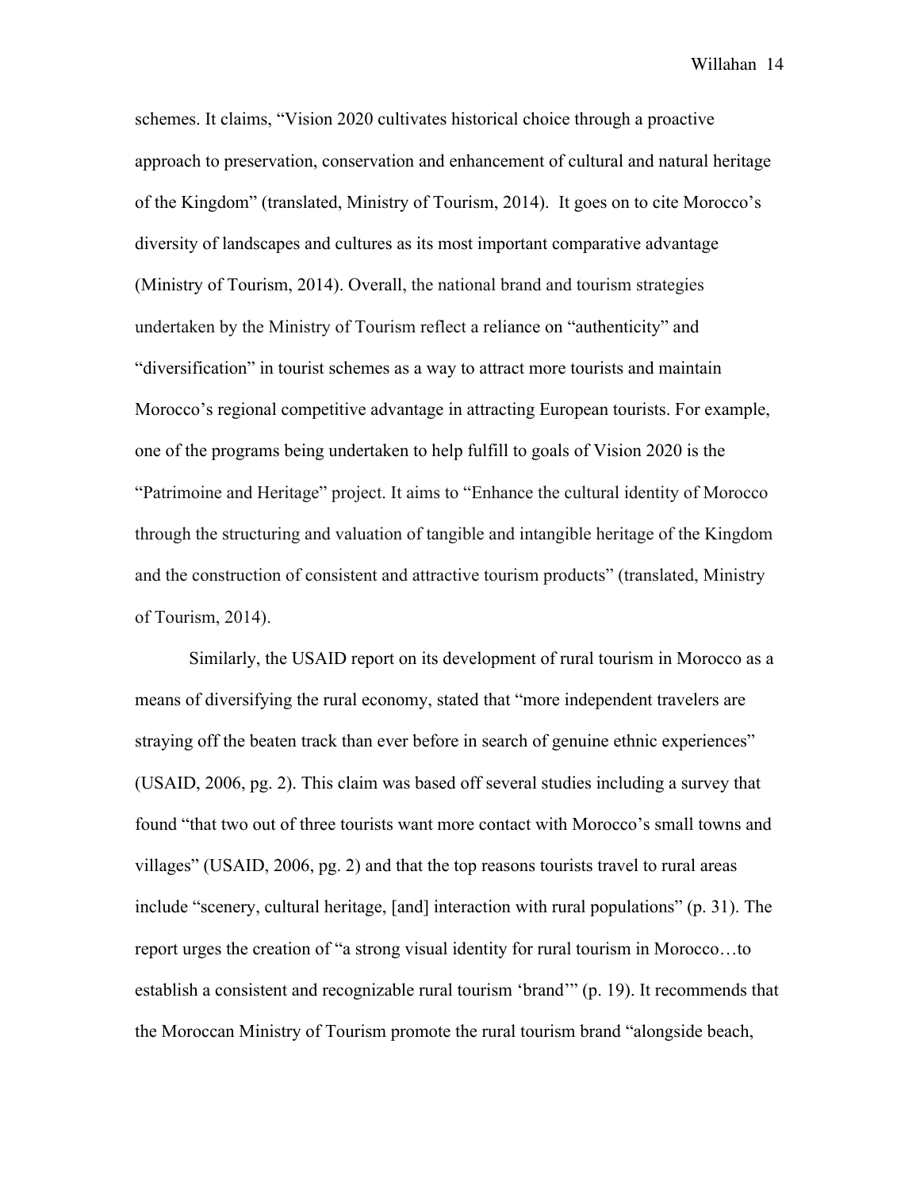schemes. It claims, "Vision 2020 cultivates historical choice through a proactive approach to preservation, conservation and enhancement of cultural and natural heritage of the Kingdom" (translated, Ministry of Tourism, 2014). It goes on to cite Morocco's diversity of landscapes and cultures as its most important comparative advantage (Ministry of Tourism, 2014). Overall, the national brand and tourism strategies undertaken by the Ministry of Tourism reflect a reliance on "authenticity" and "diversification" in tourist schemes as a way to attract more tourists and maintain Morocco's regional competitive advantage in attracting European tourists. For example, one of the programs being undertaken to help fulfill to goals of Vision 2020 is the "Patrimoine and Heritage" project. It aims to "Enhance the cultural identity of Morocco through the structuring and valuation of tangible and intangible heritage of the Kingdom and the construction of consistent and attractive tourism products" (translated, Ministry of Tourism, 2014).

Similarly, the USAID report on its development of rural tourism in Morocco as a means of diversifying the rural economy, stated that "more independent travelers are straying off the beaten track than ever before in search of genuine ethnic experiences" (USAID, 2006, pg. 2). This claim was based off several studies including a survey that found "that two out of three tourists want more contact with Morocco's small towns and villages" (USAID, 2006, pg. 2) and that the top reasons tourists travel to rural areas include "scenery, cultural heritage, [and] interaction with rural populations" (p. 31). The report urges the creation of "a strong visual identity for rural tourism in Morocco…to establish a consistent and recognizable rural tourism 'brand'" (p. 19). It recommends that the Moroccan Ministry of Tourism promote the rural tourism brand "alongside beach,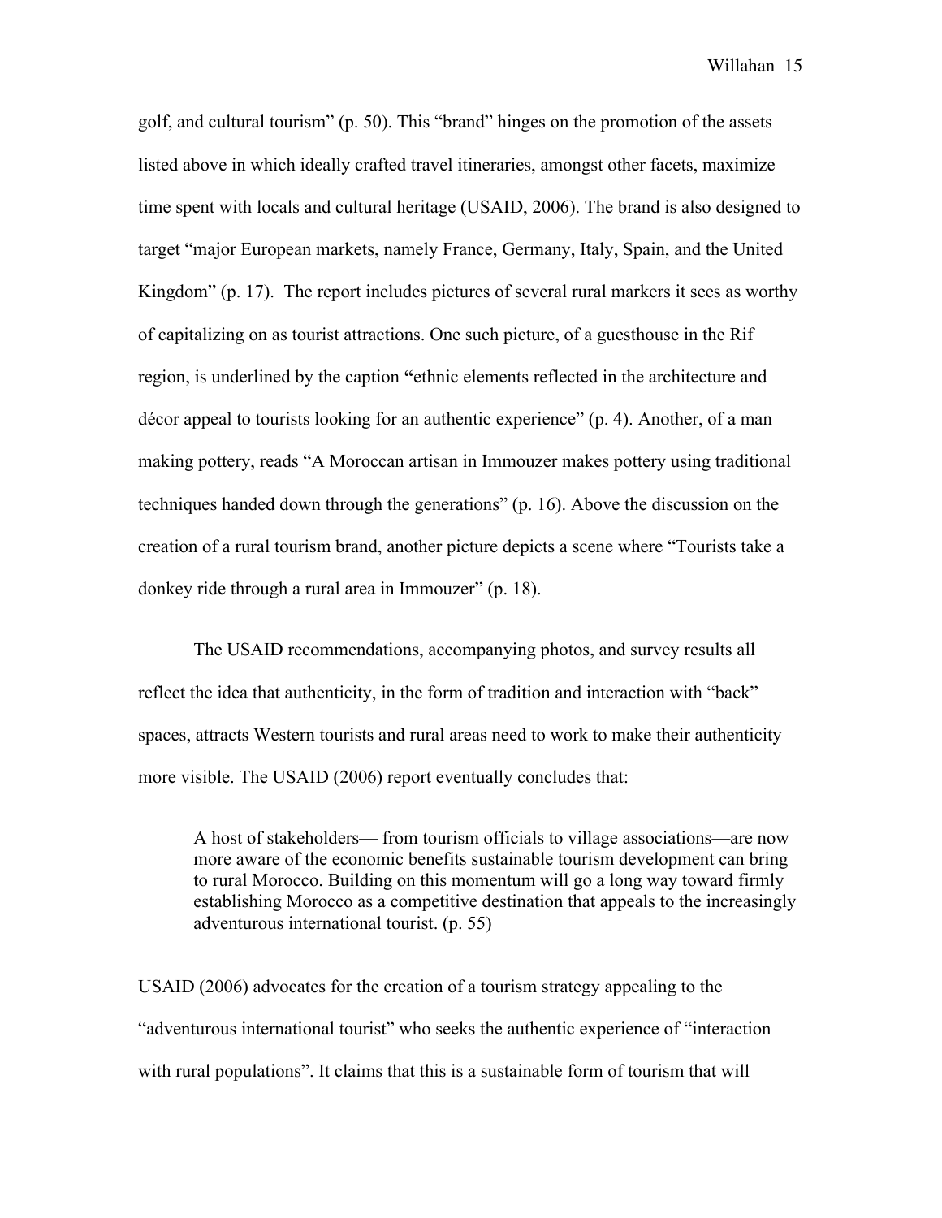golf, and cultural tourism" (p. 50). This "brand" hinges on the promotion of the assets listed above in which ideally crafted travel itineraries, amongst other facets, maximize time spent with locals and cultural heritage (USAID, 2006). The brand is also designed to target "major European markets, namely France, Germany, Italy, Spain, and the United Kingdom" (p. 17). The report includes pictures of several rural markers it sees as worthy of capitalizing on as tourist attractions. One such picture, of a guesthouse in the Rif region, is underlined by the caption **"**ethnic elements reflected in the architecture and décor appeal to tourists looking for an authentic experience" (p. 4). Another, of a man making pottery, reads "A Moroccan artisan in Immouzer makes pottery using traditional techniques handed down through the generations" (p. 16). Above the discussion on the creation of a rural tourism brand, another picture depicts a scene where "Tourists take a donkey ride through a rural area in Immouzer" (p. 18).

The USAID recommendations, accompanying photos, and survey results all reflect the idea that authenticity, in the form of tradition and interaction with "back" spaces, attracts Western tourists and rural areas need to work to make their authenticity more visible. The USAID (2006) report eventually concludes that:

> A host of stakeholders— from tourism officials to village associations—are now more aware of the economic benefits sustainable tourism development can bring to rural Morocco. Building on this momentum will go a long way toward firmly establishing Morocco as a competitive destination that appeals to the increasingly adventurous international tourist. (p. 55)

USAID (2006) advocates for the creation of a tourism strategy appealing to the "adventurous international tourist" who seeks the authentic experience of "interaction with rural populations". It claims that this is a sustainable form of tourism that will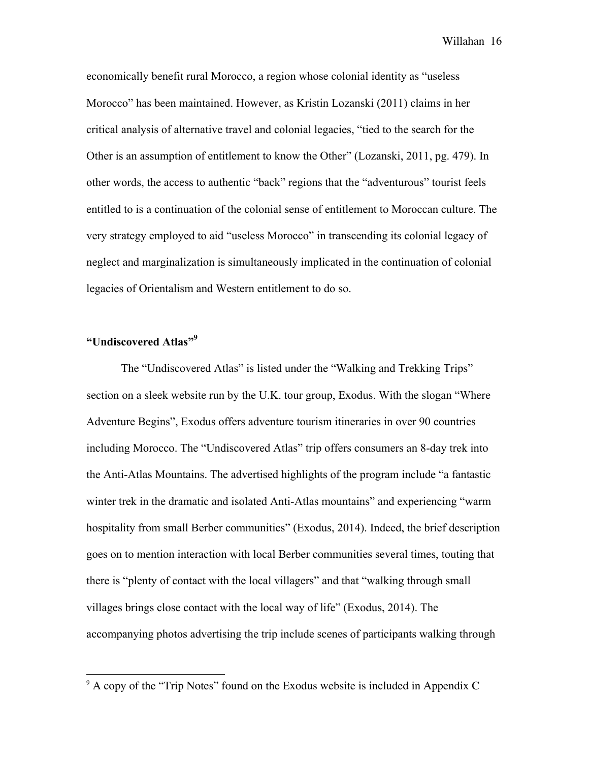economically benefit rural Morocco, a region whose colonial identity as "useless Morocco" has been maintained. However, as Kristin Lozanski (2011) claims in her critical analysis of alternative travel and colonial legacies, "tied to the search for the Other is an assumption of entitlement to know the Other" (Lozanski, 2011, pg. 479). In other words, the access to authentic "back" regions that the "adventurous" tourist feels entitled to is a continuation of the colonial sense of entitlement to Moroccan culture. The very strategy employed to aid "useless Morocco" in transcending its colonial legacy of neglect and marginalization is simultaneously implicated in the continuation of colonial legacies of Orientalism and Western entitlement to do so.

### "Undiscovered Atlas"[9]

The "Undiscovered Atlas" is listed under the "Walking and Trekking Trips" section on a sleek website run by the U.K. tour group, Exodus. With the slogan "Where Adventure Begins", Exodus offers adventure tourism itineraries in over 90 countries including Morocco. The "Undiscovered Atlas" trip offers consumers an 8-day trek into the Anti-Atlas Mountains. The advertised highlights of the program include "a fantastic winter trek in the dramatic and isolated Anti-Atlas mountains" and experiencing "warm hospitality from small Berber communities" (Exodus, 2014). Indeed, the brief description goes on to mention interaction with local Berber communities several times, touting that there is "plenty of contact with the local villagers" and that "walking through small villages brings close contact with the local way of life" (Exodus, 2014). The accompanying photos advertising the trip include scenes of participants walking through

[9] A copy of the "Trip Notes" found on the Exodus website is included in Appendix C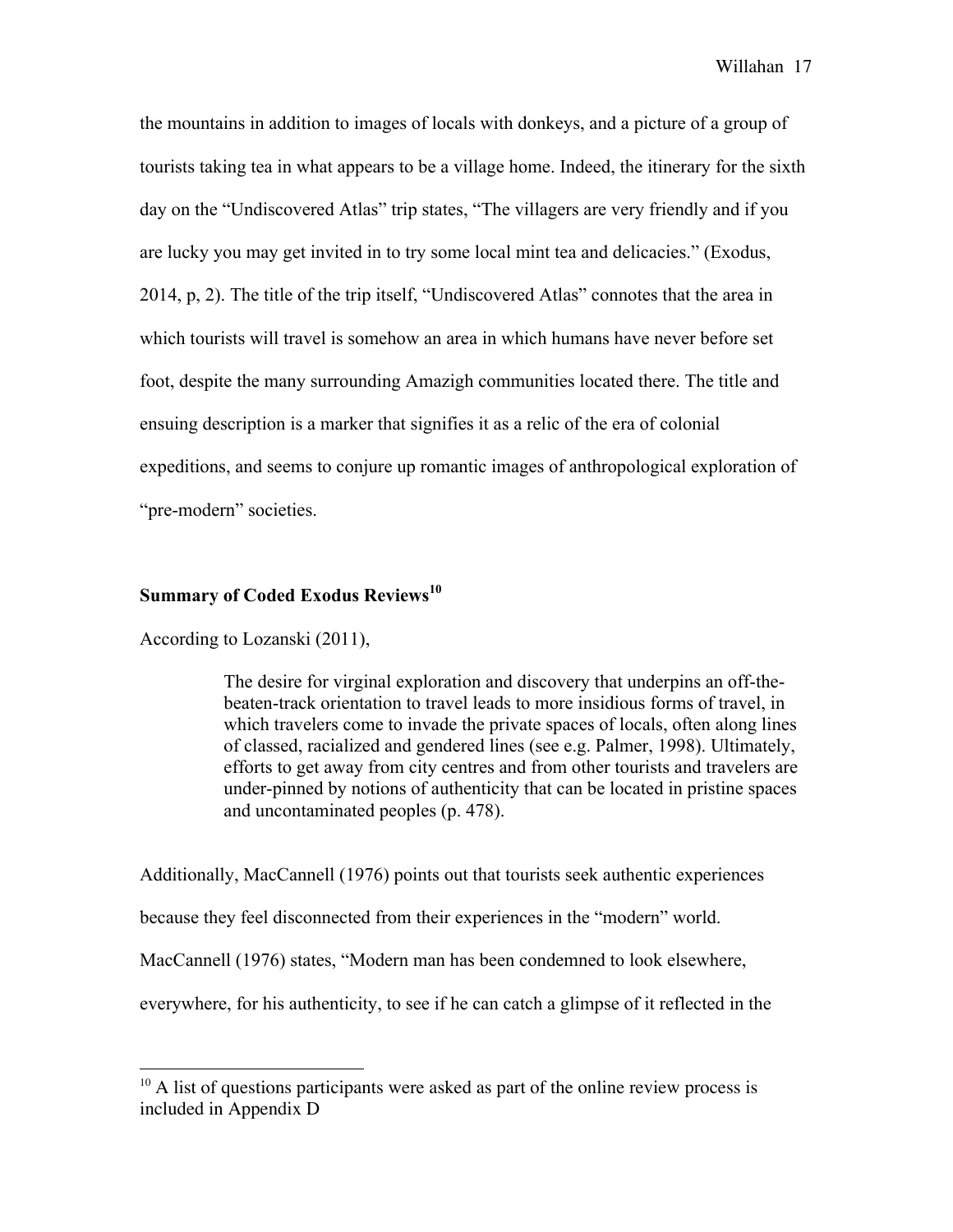the mountains in addition to images of locals with donkeys, and a picture of a group of tourists taking tea in what appears to be a village home. Indeed, the itinerary for the sixth day on the "Undiscovered Atlas" trip states, "The villagers are very friendly and if you are lucky you may get invited in to try some local mint tea and delicacies." (Exodus, 2014, p, 2). The title of the trip itself, "Undiscovered Atlas" connotes that the area in which tourists will travel is somehow an area in which humans have never before set foot, despite the many surrounding Amazigh communities located there. The title and ensuing description is a marker that signifies it as a relic of the era of colonial expeditions, and seems to conjure up romantic images of anthropological exploration of "pre-modern" societies.

### Summary of Coded Exodus Reviews[10]

According to Lozanski (2011),

> The desire for virginal exploration and discovery that underpins an off-the-beaten-track orientation to travel leads to more insidious forms of travel, in which travelers come to invade the private spaces of locals, often along lines of classed, racialized and gendered lines (see e.g. Palmer, 1998). Ultimately, efforts to get away from city centres and from other tourists and travelers are under-pinned by notions of authenticity that can be located in pristine spaces and uncontaminated peoples (p. 478).

Additionally, MacCannell (1976) points out that tourists seek authentic experiences because they feel disconnected from their experiences in the "modern" world. MacCannell (1976) states, "Modern man has been condemned to look elsewhere, everywhere, for his authenticity, to see if he can catch a glimpse of it reflected in the

---

[10] A list of questions participants were asked as part of the online review process is included in Appendix D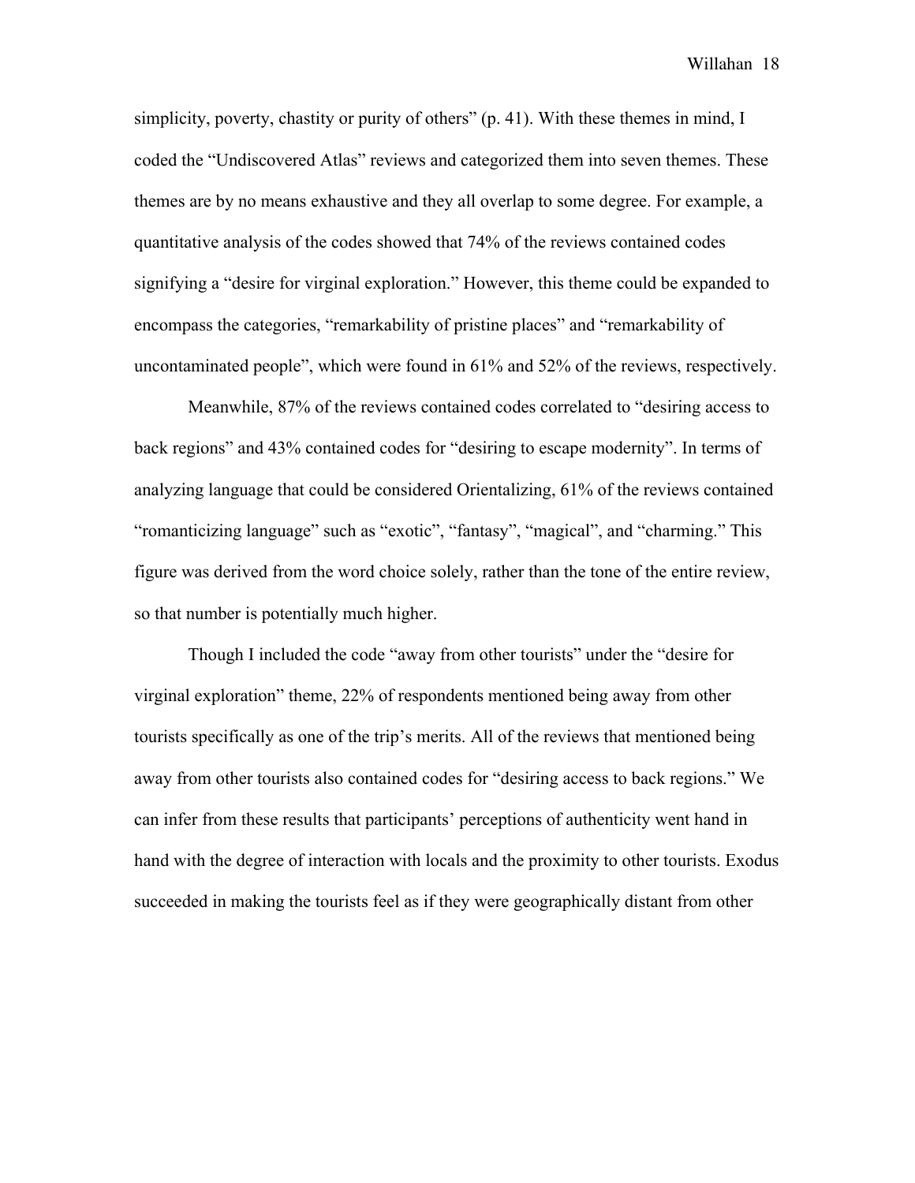simplicity, poverty, chastity or purity of others" (p. 41). With these themes in mind, I coded the "Undiscovered Atlas" reviews and categorized them into seven themes. These themes are by no means exhaustive and they all overlap to some degree. For example, a quantitative analysis of the codes showed that 74% of the reviews contained codes signifying a "desire for virginal exploration." However, this theme could be expanded to encompass the categories, "remarkability of pristine places" and "remarkability of uncontaminated people", which were found in 61% and 52% of the reviews, respectively.

Meanwhile, 87% of the reviews contained codes correlated to "desiring access to back regions" and 43% contained codes for "desiring to escape modernity". In terms of analyzing language that could be considered Orientalizing, 61% of the reviews contained "romanticizing language" such as "exotic", "fantasy", "magical", and "charming." This figure was derived from the word choice solely, rather than the tone of the entire review, so that number is potentially much higher.

Though I included the code "away from other tourists" under the "desire for virginal exploration" theme, 22% of respondents mentioned being away from other tourists specifically as one of the trip's merits. All of the reviews that mentioned being away from other tourists also contained codes for "desiring access to back regions." We can infer from these results that participants' perceptions of authenticity went hand in hand with the degree of interaction with locals and the proximity to other tourists. Exodus succeeded in making the tourists feel as if they were geographically distant from other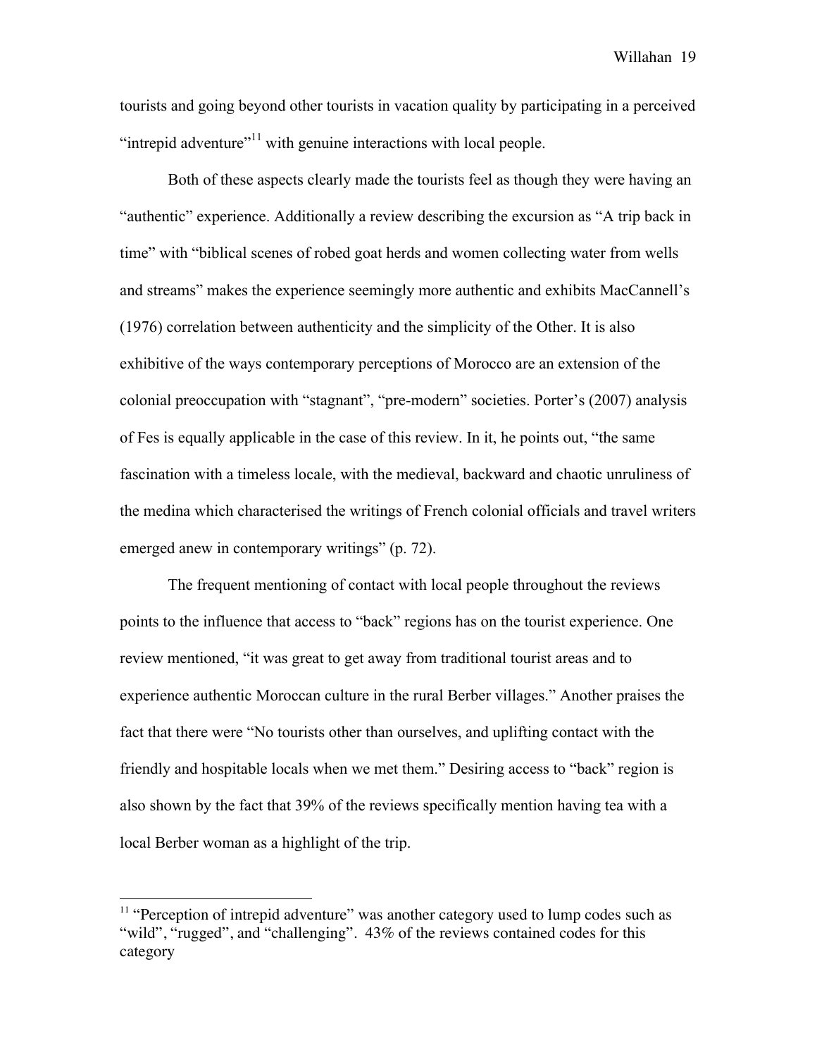tourists and going beyond other tourists in vacation quality by participating in a perceived "intrepid adventure"[11] with genuine interactions with local people.

Both of these aspects clearly made the tourists feel as though they were having an "authentic" experience. Additionally a review describing the excursion as "A trip back in time" with "biblical scenes of robed goat herds and women collecting water from wells and streams" makes the experience seemingly more authentic and exhibits MacCannell's (1976) correlation between authenticity and the simplicity of the Other. It is also exhibitive of the ways contemporary perceptions of Morocco are an extension of the colonial preoccupation with "stagnant", "pre-modern" societies. Porter's (2007) analysis of Fes is equally applicable in the case of this review. In it, he points out, "the same fascination with a timeless locale, with the medieval, backward and chaotic unruliness of the medina which characterised the writings of French colonial officials and travel writers emerged anew in contemporary writings" (p. 72).

The frequent mentioning of contact with local people throughout the reviews points to the influence that access to "back" regions has on the tourist experience. One review mentioned, "it was great to get away from traditional tourist areas and to experience authentic Moroccan culture in the rural Berber villages." Another praises the fact that there were "No tourists other than ourselves, and uplifting contact with the friendly and hospitable locals when we met them." Desiring access to "back" region is also shown by the fact that 39% of the reviews specifically mention having tea with a local Berber woman as a highlight of the trip.

---

[11] "Perception of intrepid adventure" was another category used to lump codes such as "wild", "rugged", and "challenging". 43% of the reviews contained codes for this category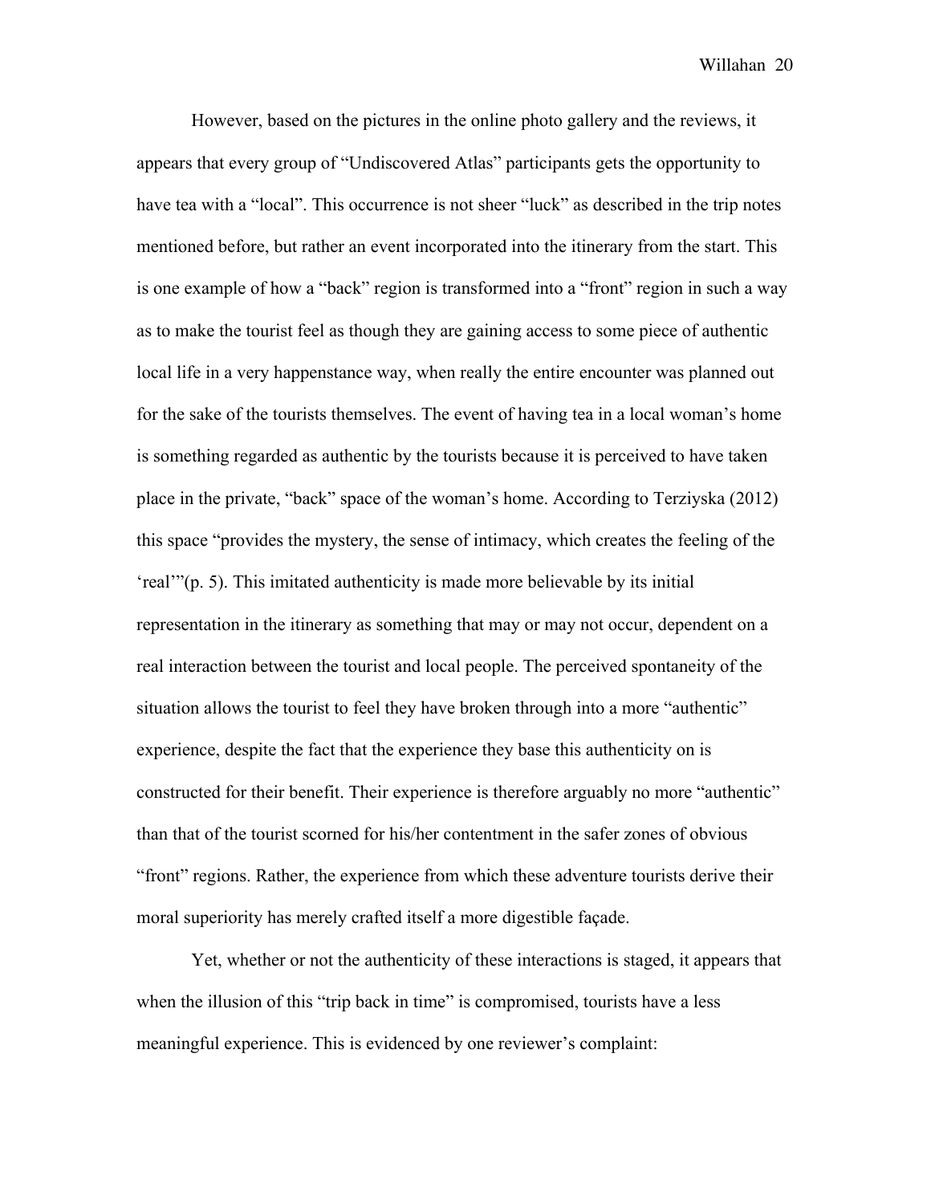However, based on the pictures in the online photo gallery and the reviews, it appears that every group of "Undiscovered Atlas" participants gets the opportunity to have tea with a "local". This occurrence is not sheer "luck" as described in the trip notes mentioned before, but rather an event incorporated into the itinerary from the start. This is one example of how a "back" region is transformed into a "front" region in such a way as to make the tourist feel as though they are gaining access to some piece of authentic local life in a very happenstance way, when really the entire encounter was planned out for the sake of the tourists themselves. The event of having tea in a local woman's home is something regarded as authentic by the tourists because it is perceived to have taken place in the private, "back" space of the woman's home. According to Terziyska (2012) this space "provides the mystery, the sense of intimacy, which creates the feeling of the 'real'"(p. 5). This imitated authenticity is made more believable by its initial representation in the itinerary as something that may or may not occur, dependent on a real interaction between the tourist and local people. The perceived spontaneity of the situation allows the tourist to feel they have broken through into a more "authentic" experience, despite the fact that the experience they base this authenticity on is constructed for their benefit. Their experience is therefore arguably no more "authentic" than that of the tourist scorned for his/her contentment in the safer zones of obvious "front" regions. Rather, the experience from which these adventure tourists derive their moral superiority has merely crafted itself a more digestible façade.

Yet, whether or not the authenticity of these interactions is staged, it appears that when the illusion of this "trip back in time" is compromised, tourists have a less meaningful experience. This is evidenced by one reviewer's complaint: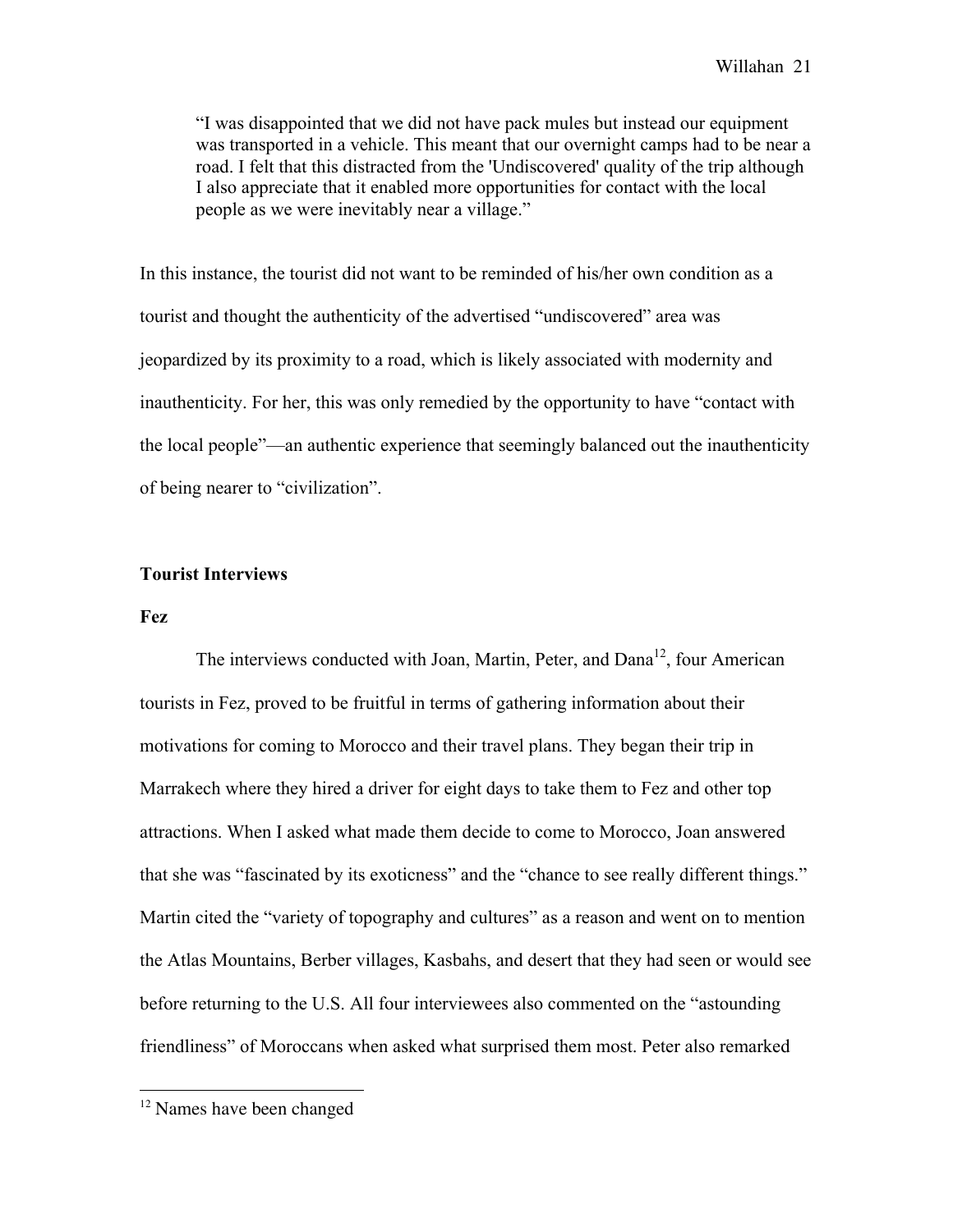> "I was disappointed that we did not have pack mules but instead our equipment was transported in a vehicle. This meant that our overnight camps had to be near a road. I felt that this distracted from the 'Undiscovered' quality of the trip although I also appreciate that it enabled more opportunities for contact with the local people as we were inevitably near a village."

In this instance, the tourist did not want to be reminded of his/her own condition as a tourist and thought the authenticity of the advertised "undiscovered" area was jeopardized by its proximity to a road, which is likely associated with modernity and inauthenticity. For her, this was only remedied by the opportunity to have "contact with the local people"—an authentic experience that seemingly balanced out the inauthenticity of being nearer to "civilization".

**Tourist Interviews**

**Fez**

The interviews conducted with Joan, Martin, Peter, and Dana[12], four American tourists in Fez, proved to be fruitful in terms of gathering information about their motivations for coming to Morocco and their travel plans. They began their trip in Marrakech where they hired a driver for eight days to take them to Fez and other top attractions. When I asked what made them decide to come to Morocco, Joan answered that she was "fascinated by its exoticness" and the "chance to see really different things." Martin cited the "variety of topography and cultures" as a reason and went on to mention the Atlas Mountains, Berber villages, Kasbahs, and desert that they had seen or would see before returning to the U.S. All four interviewees also commented on the "astounding friendliness" of Moroccans when asked what surprised them most. Peter also remarked

[12] Names have been changed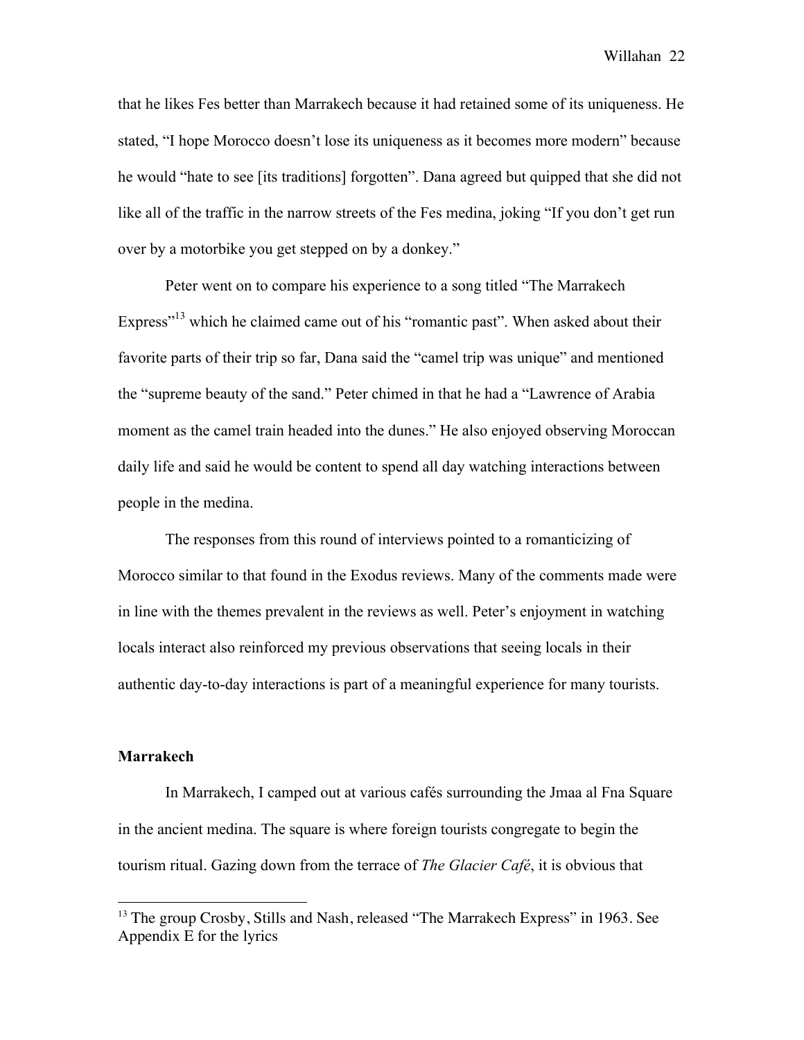that he likes Fes better than Marrakech because it had retained some of its uniqueness. He stated, "I hope Morocco doesn't lose its uniqueness as it becomes more modern" because he would "hate to see [its traditions] forgotten". Dana agreed but quipped that she did not like all of the traffic in the narrow streets of the Fes medina, joking "If you don't get run over by a motorbike you get stepped on by a donkey."

Peter went on to compare his experience to a song titled "The Marrakech Express"[13] which he claimed came out of his "romantic past". When asked about their favorite parts of their trip so far, Dana said the "camel trip was unique" and mentioned the "supreme beauty of the sand." Peter chimed in that he had a "Lawrence of Arabia moment as the camel train headed into the dunes." He also enjoyed observing Moroccan daily life and said he would be content to spend all day watching interactions between people in the medina.

The responses from this round of interviews pointed to a romanticizing of Morocco similar to that found in the Exodus reviews. Many of the comments made were in line with the themes prevalent in the reviews as well. Peter's enjoyment in watching locals interact also reinforced my previous observations that seeing locals in their authentic day-to-day interactions is part of a meaningful experience for many tourists.

**Marrakech**

In Marrakech, I camped out at various cafés surrounding the Jmaa al Fna Square in the ancient medina. The square is where foreign tourists congregate to begin the tourism ritual. Gazing down from the terrace of *The Glacier Café*, it is obvious that

---

[13] The group Crosby, Stills and Nash, released "The Marrakech Express" in 1963. See Appendix E for the lyrics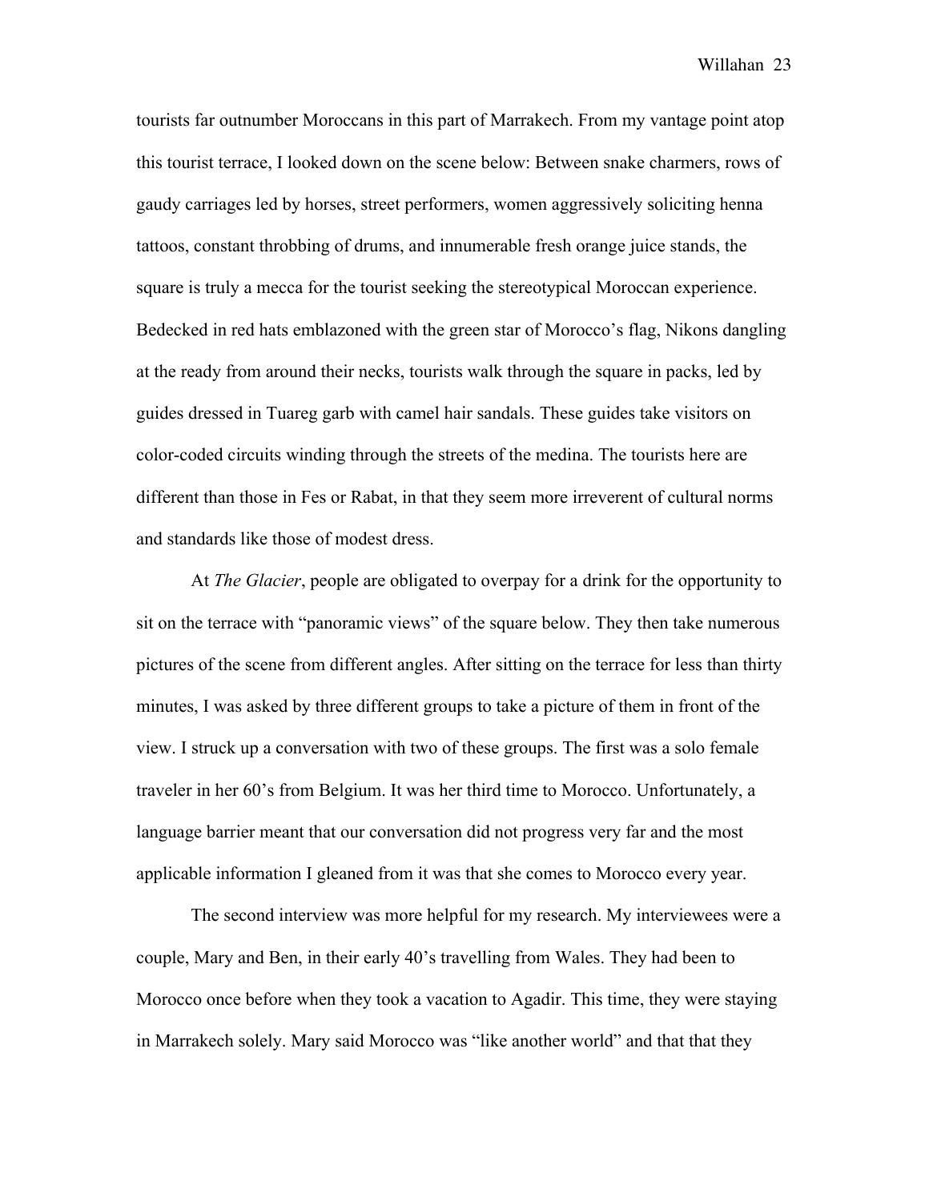tourists far outnumber Moroccans in this part of Marrakech. From my vantage point atop this tourist terrace, I looked down on the scene below: Between snake charmers, rows of gaudy carriages led by horses, street performers, women aggressively soliciting henna tattoos, constant throbbing of drums, and innumerable fresh orange juice stands, the square is truly a mecca for the tourist seeking the stereotypical Moroccan experience. Bedecked in red hats emblazoned with the green star of Morocco's flag, Nikons dangling at the ready from around their necks, tourists walk through the square in packs, led by guides dressed in Tuareg garb with camel hair sandals. These guides take visitors on color-coded circuits winding through the streets of the medina. The tourists here are different than those in Fes or Rabat, in that they seem more irreverent of cultural norms and standards like those of modest dress.

At *The Glacier*, people are obligated to overpay for a drink for the opportunity to sit on the terrace with "panoramic views" of the square below. They then take numerous pictures of the scene from different angles. After sitting on the terrace for less than thirty minutes, I was asked by three different groups to take a picture of them in front of the view. I struck up a conversation with two of these groups. The first was a solo female traveler in her 60's from Belgium. It was her third time to Morocco. Unfortunately, a language barrier meant that our conversation did not progress very far and the most applicable information I gleaned from it was that she comes to Morocco every year.

The second interview was more helpful for my research. My interviewees were a couple, Mary and Ben, in their early 40's travelling from Wales. They had been to Morocco once before when they took a vacation to Agadir. This time, they were staying in Marrakech solely. Mary said Morocco was "like another world" and that that they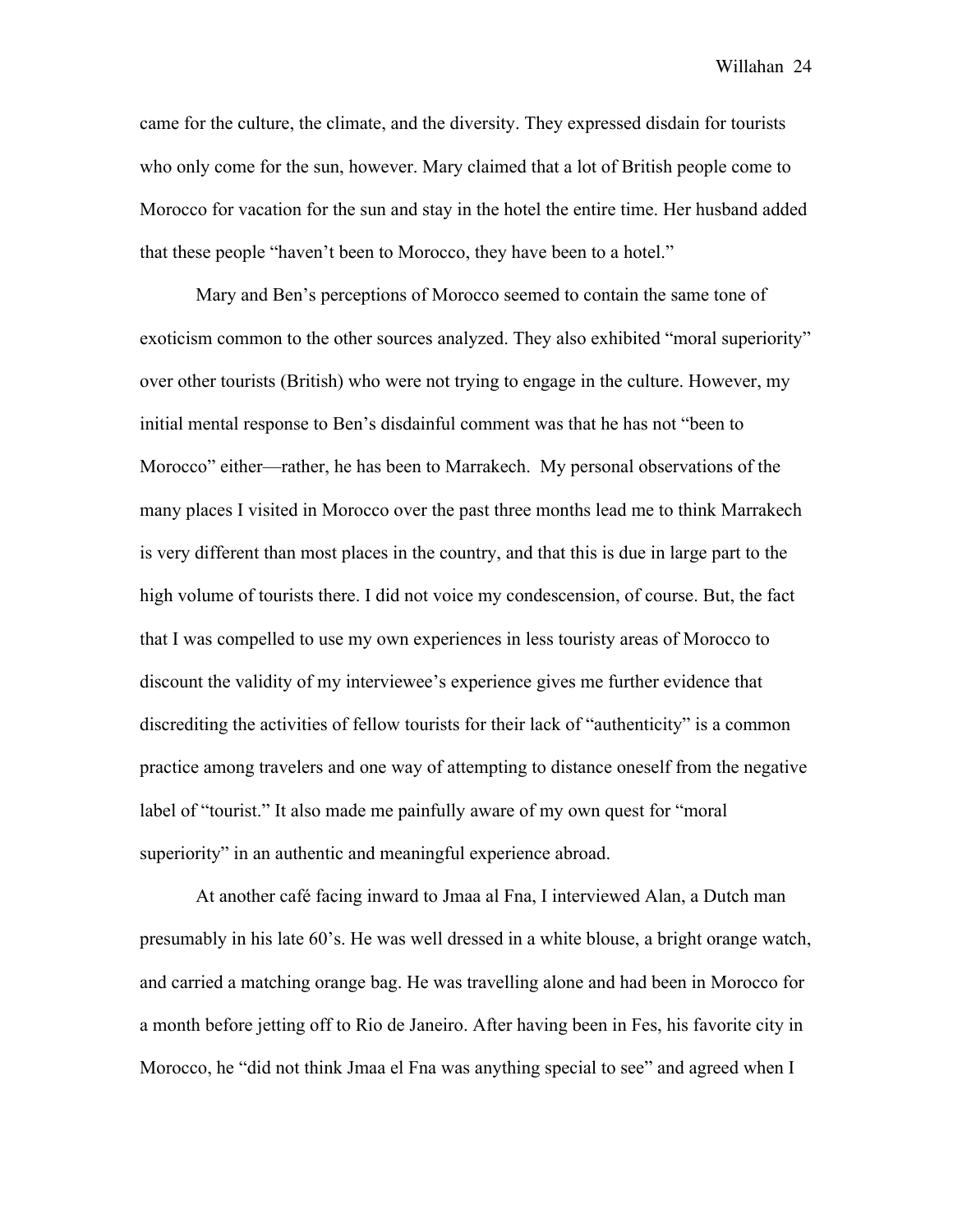came for the culture, the climate, and the diversity. They expressed disdain for tourists who only come for the sun, however. Mary claimed that a lot of British people come to Morocco for vacation for the sun and stay in the hotel the entire time. Her husband added that these people "haven't been to Morocco, they have been to a hotel."

Mary and Ben's perceptions of Morocco seemed to contain the same tone of exoticism common to the other sources analyzed. They also exhibited "moral superiority" over other tourists (British) who were not trying to engage in the culture. However, my initial mental response to Ben's disdainful comment was that he has not "been to Morocco" either—rather, he has been to Marrakech. My personal observations of the many places I visited in Morocco over the past three months lead me to think Marrakech is very different than most places in the country, and that this is due in large part to the high volume of tourists there. I did not voice my condescension, of course. But, the fact that I was compelled to use my own experiences in less touristy areas of Morocco to discount the validity of my interviewee's experience gives me further evidence that discrediting the activities of fellow tourists for their lack of "authenticity" is a common practice among travelers and one way of attempting to distance oneself from the negative label of "tourist." It also made me painfully aware of my own quest for "moral superiority" in an authentic and meaningful experience abroad.

At another café facing inward to Jmaa al Fna, I interviewed Alan, a Dutch man presumably in his late 60's. He was well dressed in a white blouse, a bright orange watch, and carried a matching orange bag. He was travelling alone and had been in Morocco for a month before jetting off to Rio de Janeiro. After having been in Fes, his favorite city in Morocco, he "did not think Jmaa el Fna was anything special to see" and agreed when I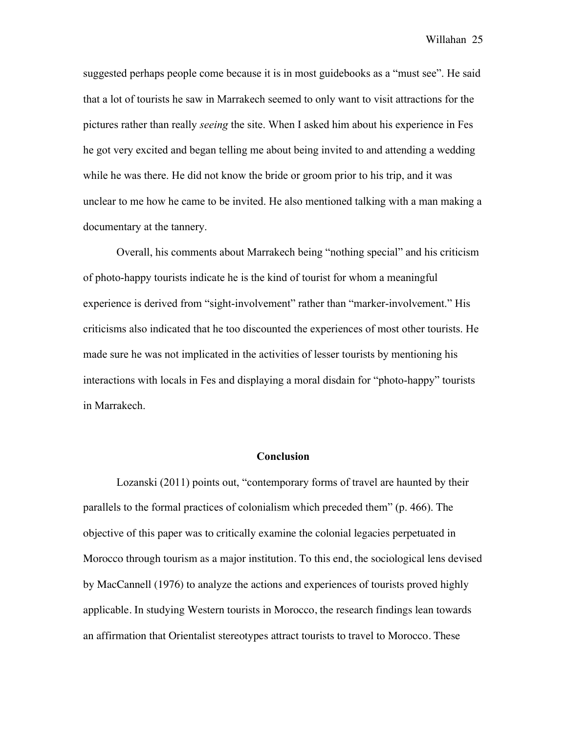suggested perhaps people come because it is in most guidebooks as a "must see". He said that a lot of tourists he saw in Marrakech seemed to only want to visit attractions for the pictures rather than really *seeing* the site. When I asked him about his experience in Fes he got very excited and began telling me about being invited to and attending a wedding while he was there. He did not know the bride or groom prior to his trip, and it was unclear to me how he came to be invited. He also mentioned talking with a man making a documentary at the tannery.

Overall, his comments about Marrakech being "nothing special" and his criticism of photo-happy tourists indicate he is the kind of tourist for whom a meaningful experience is derived from "sight-involvement" rather than "marker-involvement." His criticisms also indicated that he too discounted the experiences of most other tourists. He made sure he was not implicated in the activities of lesser tourists by mentioning his interactions with locals in Fes and displaying a moral disdain for "photo-happy" tourists in Marrakech.

## Conclusion

Lozanski (2011) points out, "contemporary forms of travel are haunted by their parallels to the formal practices of colonialism which preceded them" (p. 466). The objective of this paper was to critically examine the colonial legacies perpetuated in Morocco through tourism as a major institution. To this end, the sociological lens devised by MacCannell (1976) to analyze the actions and experiences of tourists proved highly applicable. In studying Western tourists in Morocco, the research findings lean towards an affirmation that Orientalist stereotypes attract tourists to travel to Morocco. These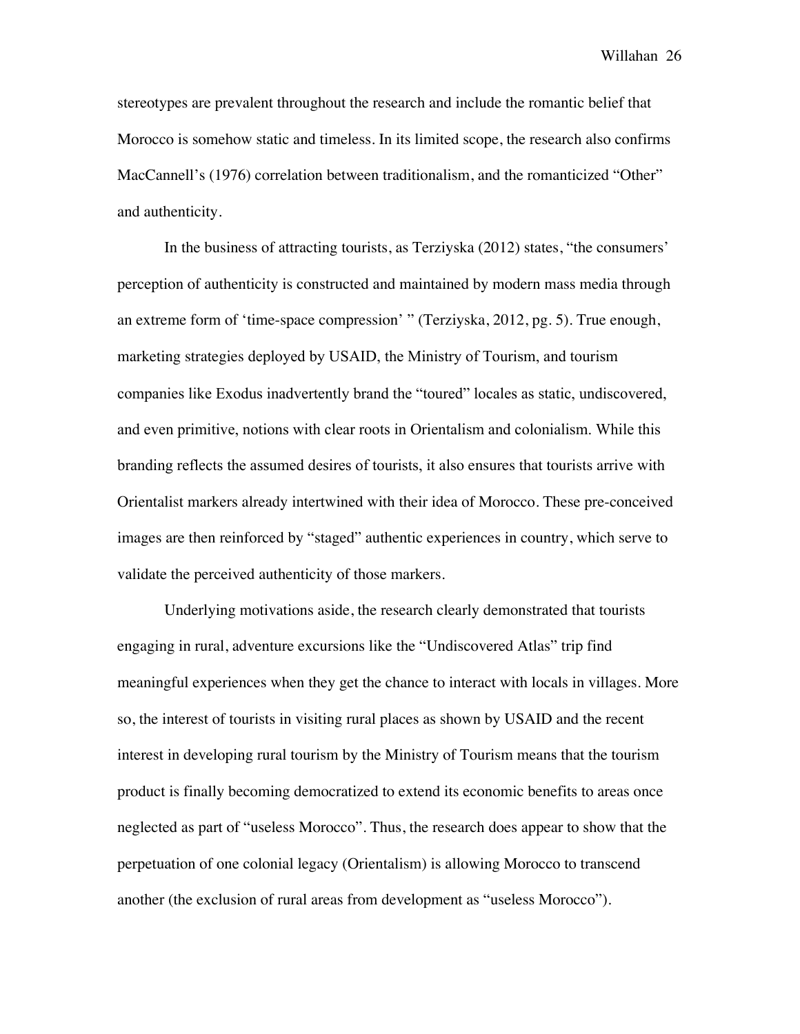stereotypes are prevalent throughout the research and include the romantic belief that Morocco is somehow static and timeless. In its limited scope, the research also confirms MacCannell's (1976) correlation between traditionalism, and the romanticized "Other" and authenticity.

In the business of attracting tourists, as Terziyska (2012) states, "the consumers' perception of authenticity is constructed and maintained by modern mass media through an extreme form of 'time-space compression' " (Terziyska, 2012, pg. 5). True enough, marketing strategies deployed by USAID, the Ministry of Tourism, and tourism companies like Exodus inadvertently brand the "toured" locales as static, undiscovered, and even primitive, notions with clear roots in Orientalism and colonialism. While this branding reflects the assumed desires of tourists, it also ensures that tourists arrive with Orientalist markers already intertwined with their idea of Morocco. These pre-conceived images are then reinforced by "staged" authentic experiences in country, which serve to validate the perceived authenticity of those markers.

Underlying motivations aside, the research clearly demonstrated that tourists engaging in rural, adventure excursions like the "Undiscovered Atlas" trip find meaningful experiences when they get the chance to interact with locals in villages. More so, the interest of tourists in visiting rural places as shown by USAID and the recent interest in developing rural tourism by the Ministry of Tourism means that the tourism product is finally becoming democratized to extend its economic benefits to areas once neglected as part of "useless Morocco". Thus, the research does appear to show that the perpetuation of one colonial legacy (Orientalism) is allowing Morocco to transcend another (the exclusion of rural areas from development as "useless Morocco").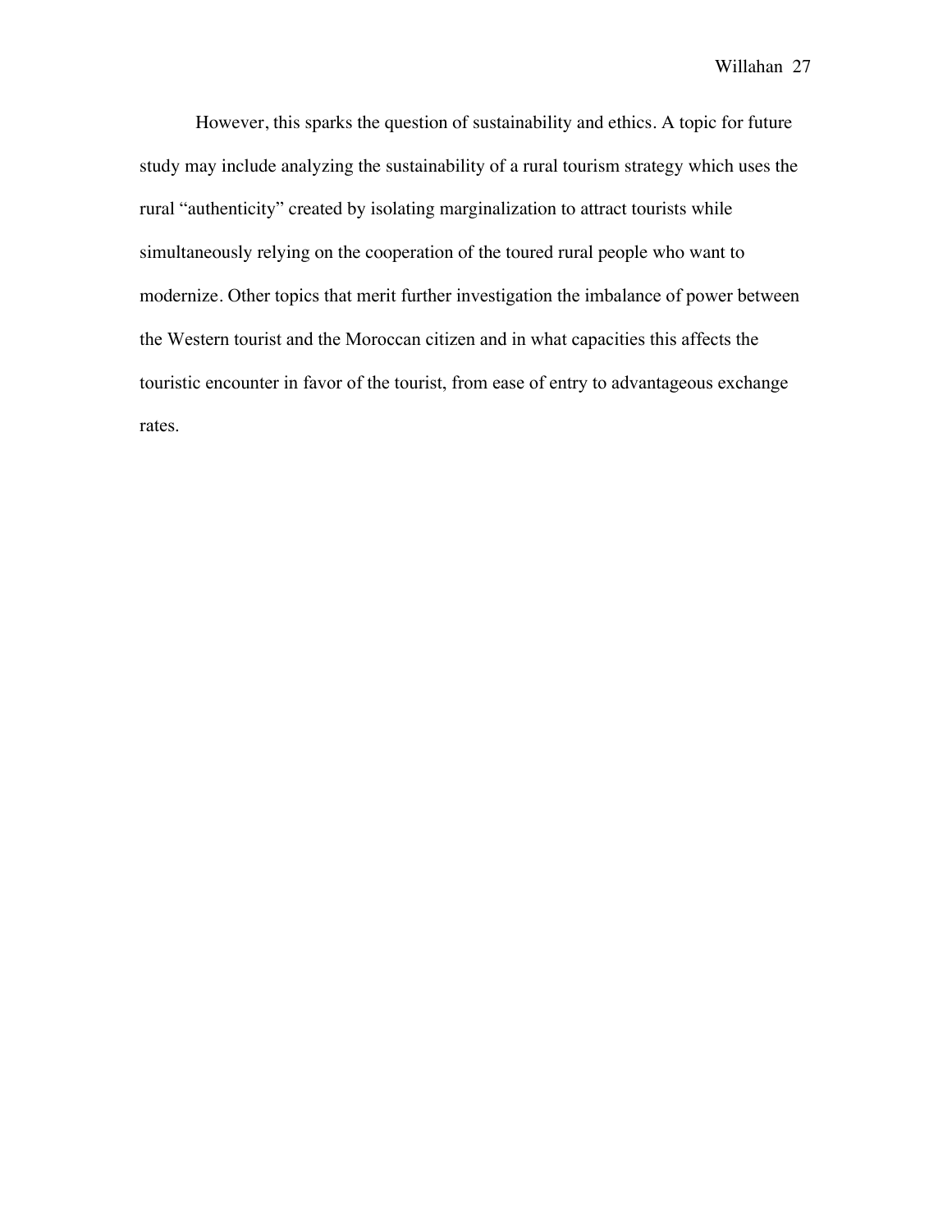However, this sparks the question of sustainability and ethics. A topic for future study may include analyzing the sustainability of a rural tourism strategy which uses the rural "authenticity" created by isolating marginalization to attract tourists while simultaneously relying on the cooperation of the toured rural people who want to modernize. Other topics that merit further investigation the imbalance of power between the Western tourist and the Moroccan citizen and in what capacities this affects the touristic encounter in favor of the tourist, from ease of entry to advantageous exchange rates.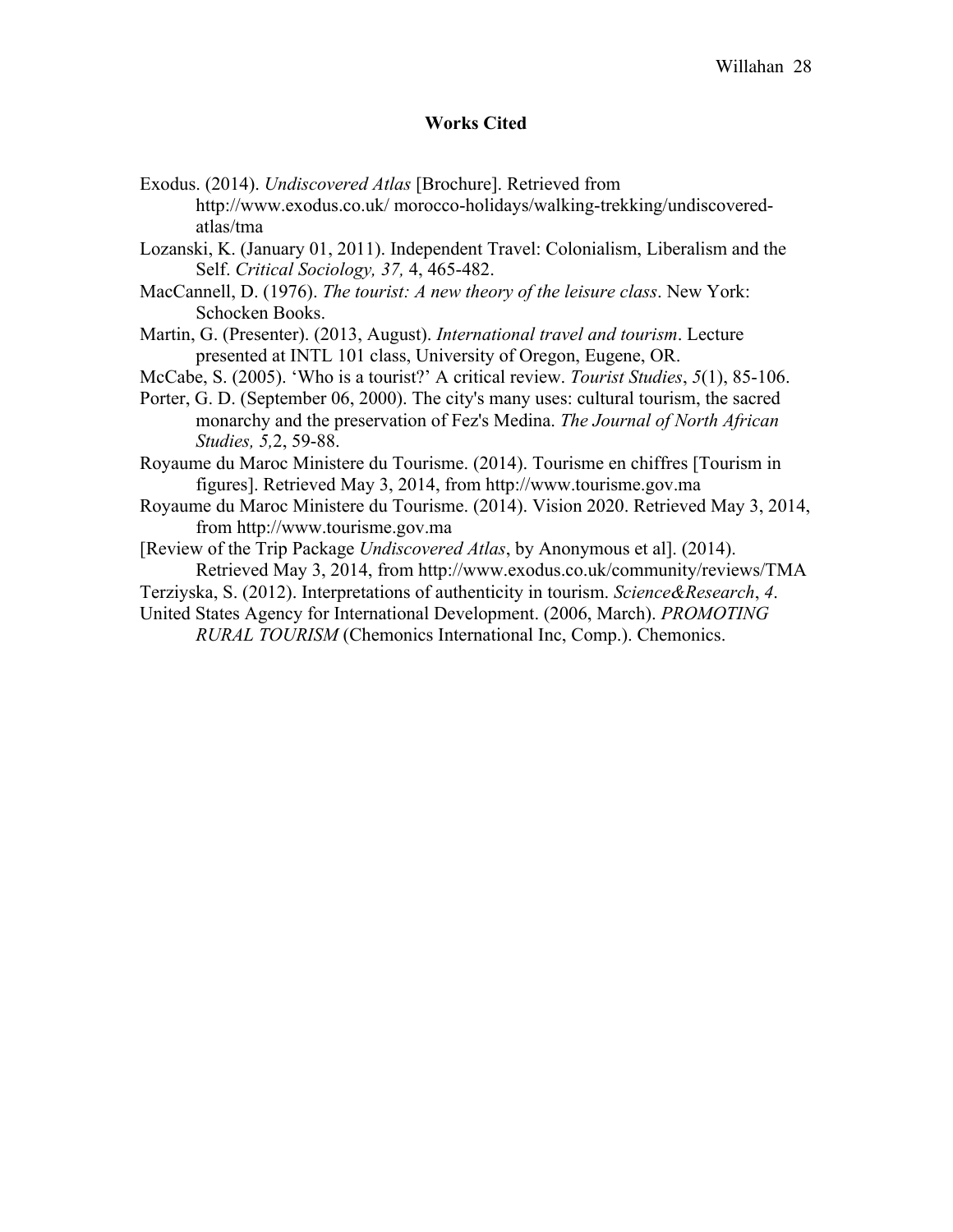## Works Cited

Exodus. (2014). *Undiscovered Atlas* [Brochure]. Retrieved from http://www.exodus.co.uk/ morocco-holidays/walking-trekking/undiscovered-atlas/tma

Lozanski, K. (January 01, 2011). Independent Travel: Colonialism, Liberalism and the Self. *Critical Sociology, 37,* 4, 465-482.

MacCannell, D. (1976). *The tourist: A new theory of the leisure class*. New York: Schocken Books.

Martin, G. (Presenter). (2013, August). *International travel and tourism*. Lecture presented at INTL 101 class, University of Oregon, Eugene, OR.

McCabe, S. (2005). 'Who is a tourist?' A critical review. *Tourist Studies*, *5*(1), 85-106.

Porter, G. D. (September 06, 2000). The city's many uses: cultural tourism, the sacred monarchy and the preservation of Fez's Medina. *The Journal of North African Studies, 5,*2, 59-88.

Royaume du Maroc Ministere du Tourisme. (2014). Tourisme en chiffres [Tourism in figures]. Retrieved May 3, 2014, from http://www.tourisme.gov.ma

Royaume du Maroc Ministere du Tourisme. (2014). Vision 2020. Retrieved May 3, 2014, from http://www.tourisme.gov.ma

[Review of the Trip Package *Undiscovered Atlas*, by Anonymous et al]. (2014). Retrieved May 3, 2014, from http://www.exodus.co.uk/community/reviews/TMA

Terziyska, S. (2012). Interpretations of authenticity in tourism. *Science&Research*, *4*.

United States Agency for International Development. (2006, March). *PROMOTING RURAL TOURISM* (Chemonics International Inc, Comp.). Chemonics.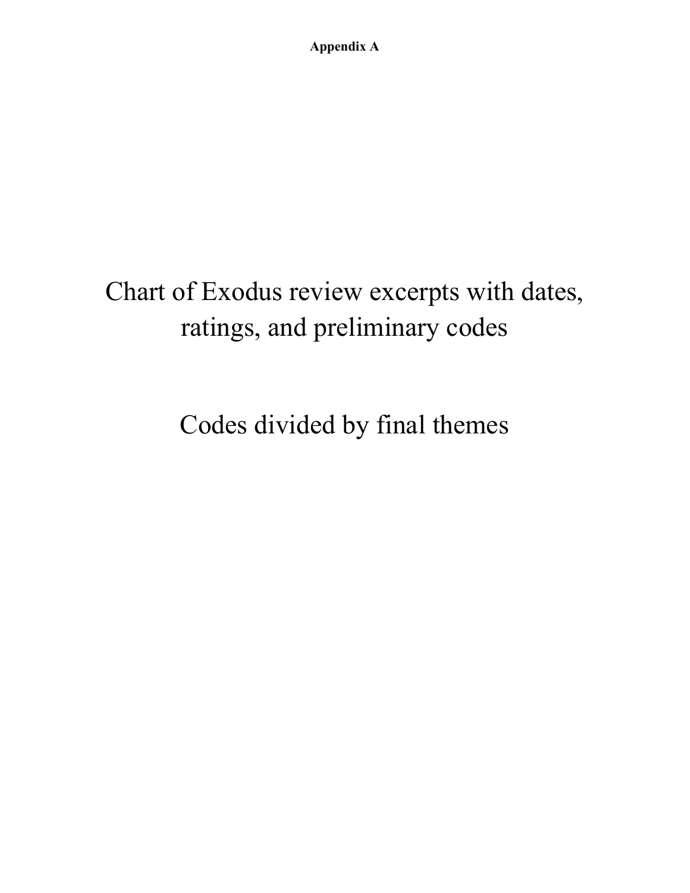**Appendix A**

# Chart of Exodus review excerpts with dates, ratings, and preliminary codes

# Codes divided by final themes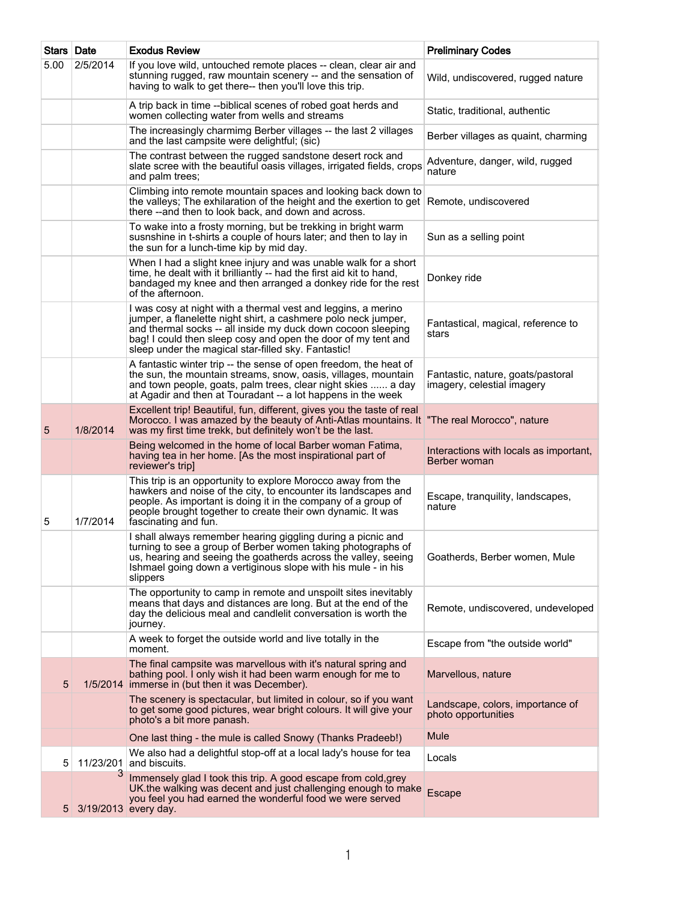| Stars | Date | Exodus Review | Preliminary Codes |
|---|---|---|---|
| 5.00 | 2/5/2014 | If you love wild, untouched remote places -- clean, clear air and stunning rugged, raw mountain scenery -- and the sensation of having to walk to get there-- then you'll love this trip. | Wild, undiscovered, rugged nature |
| | | A trip back in time --biblical scenes of robed goat herds and women collecting water from wells and streams | Static, traditional, authentic |
| | | The increasingly charmimg Berber villages -- the last 2 villages and the last campsite were delightful; (sic) | Berber villages as quaint, charming |
| | | The contrast between the rugged sandstone desert rock and slate scree with the beautiful oasis villages, irrigated fields, crops and palm trees; | Adventure, danger, wild, rugged nature |
| | | Climbing into remote mountain spaces and looking back down to the valleys; The exhilaration of the height and the exertion to get there --and then to look back, and down and across. | Remote, undiscovered |
| | | To wake into a frosty morning, but be trekking in bright warm susnshine in t-shirts a couple of hours later; and then to lay in the sun for a lunch-time kip by mid day. | Sun as a selling point |
| | | When I had a slight knee injury and was unable walk for a short time, he dealt with it brilliantly -- had the first aid kit to hand, bandaged my knee and then arranged a donkey ride for the rest of the afternoon. | Donkey ride |
| | | I was cosy at night with a thermal vest and leggins, a merino jumper, a flanelette night shirt, a cashmere polo neck jumper, and thermal socks -- all inside my duck down cocoon sleeping bag! I could then sleep cosy and open the door of my tent and sleep under the magical star-filled sky. Fantastic! | Fantastical, magical, reference to stars |
| | | A fantastic winter trip -- the sense of open freedom, the heat of the sun, the mountain streams, snow, oasis, villages, mountain and town people, goats, palm trees, clear night skies ...... a day at Agadir and then at Touradant -- a lot happens in the week | Fantastic, nature, goats/pastoral imagery, celestial imagery |
| 5 | 1/8/2014 | Excellent trip! Beautiful, fun, different, gives you the taste of real Morocco. I was amazed by the beauty of Anti-Atlas mountains. It was my first time trekk, but definitely won't be the last. | "The real Morocco", nature |
| | | Being welcomed in the home of local Barber woman Fatima, having tea in her home. [As the most inspirational part of reviewer's trip] | Interactions with locals as important, Berber woman |
| 5 | 1/7/2014 | This trip is an opportunity to explore Morocco away from the hawkers and noise of the city, to encounter its landscapes and people. As important is doing it in the company of a group of people brought together to create their own dynamic. It was fascinating and fun. | Escape, tranquility, landscapes, nature |
| | | I shall always remember hearing giggling during a picnic and turning to see a group of Berber women taking photographs of us, hearing and seeing the goatherds across the valley, seeing Ishmael going down a vertiginous slope with his mule - in his slippers | Goatherds, Berber women, Mule |
| | | The opportunity to camp in remote and unspoilt sites inevitably means that days and distances are long. But at the end of the day the delicious meal and candlelit conversation is worth the journey. | Remote, undiscovered, undeveloped |
| | | A week to forget the outside world and live totally in the moment. | Escape from "the outside world" |
| 5 | 1/5/2014 | The final campsite was marvellous with it's natural spring and bathing pool. I only wish it had been warm enough for me to immerse in (but then it was December). | Marvellous, nature |
| | | The scenery is spectacular, but limited in colour, so if you want to get some good pictures, wear bright colours. It will give your photo's a bit more panash. | Landscape, colors, importance of photo opportunities |
| | | One last thing - the mule is called Snowy (Thanks Pradeeb!) | Mule |
| 5 | 11/23/2013 | We also had a delightful stop-off at a local lady's house for tea and biscuits. | Locals |
| 5 | 3/19/2013 | Immensely glad I took this trip. A good escape from cold,grey UK.the walking was decent and just challenging enough to make you feel you had earned the wonderful food we were served every day. | Escape |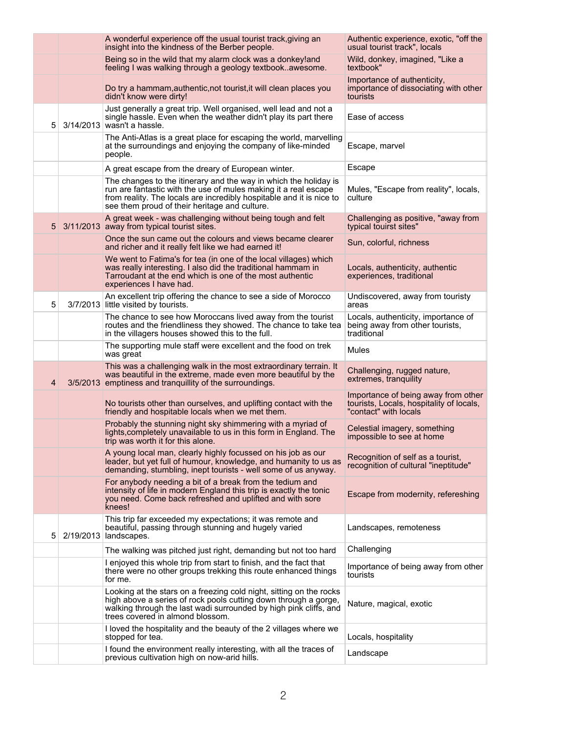| | | | |
|---|---|---|---|
| | | A wonderful experience off the usual tourist track,giving an insight into the kindness of the Berber people. | Authentic experience, exotic, "off the usual tourist track", locals |
| | | Being so in the wild that my alarm clock was a donkey!and feeling I was walking through a geology textbook..awesome. | Wild, donkey, imagined, "Like a textbook" |
| | | Do try a hammam,authentic,not tourist,it will clean places you didn't know were dirty! | Importance of authenticity, importance of dissociating with other tourists |
| 5 | 3/14/2013 | Just generally a great trip. Well organised, well lead and not a single hassle. Even when the weather didn't play its part there wasn't a hassle. | Ease of access |
| | | The Anti-Atlas is a great place for escaping the world, marvelling at the surroundings and enjoying the company of like-minded people. | Escape, marvel |
| | | A great escape from the dreary of European winter. | Escape |
| | | The changes to the itinerary and the way in which the holiday is run are fantastic with the use of mules making it a real escape from reality. The locals are incredibly hospitable and it is nice to see them proud of their heritage and culture. | Mules, "Escape from reality", locals, culture |
| 5 | 3/11/2013 | A great week - was challenging without being tough and felt away from typical tourist sites. | Challenging as positive, "away from typical touirst sites" |
| | | Once the sun came out the colours and views became clearer and richer and it really felt like we had earned it! | Sun, colorful, richness |
| | | We went to Fatima's for tea (in one of the local villages) which was really interesting. I also did the traditional hammam in Tarroudant at the end which is one of the most authentic experiences I have had. | Locals, authenticity, authentic experiences, traditional |
| 5 | 3/7/2013 | An excellent trip offering the chance to see a side of Morocco little visited by tourists. | Undiscovered, away from touristy areas |
| | | The chance to see how Moroccans lived away from the tourist routes and the friendliness they showed. The chance to take tea in the villagers houses showed this to the full. | Locals, authenticity, importance of being away from other tourists, traditional |
| | | The supporting mule staff were excellent and the food on trek was great | Mules |
| 4 | 3/5/2013 | This was a challenging walk in the most extraordinary terrain. It was beautiful in the extreme, made even more beautiful by the emptiness and tranquillity of the surroundings. | Challenging, rugged nature, extremes, tranquility |
| | | No tourists other than ourselves, and uplifting contact with the friendly and hospitable locals when we met them. | Importance of being away from other tourists, Locals, hospitality of locals, "contact" with locals |
| | | Probably the stunning night sky shimmering with a myriad of lights,completely unavailable to us in this form in England. The trip was worth it for this alone. | Celestial imagery, something impossible to see at home |
| | | A young local man, clearly highly focussed on his job as our leader, but yet full of humour, knowledge, and humanity to us as demanding, stumbling, inept tourists - well some of us anyway. | Recognition of self as a tourist, recognition of cultural "ineptitude" |
| | | For anybody needing a bit of a break from the tedium and intensity of life in modern England this trip is exactly the tonic you need. Come back refreshed and uplifted and with sore knees! | Escape from modernity, refereshing |
| 5 | 2/19/2013 | This trip far exceeded my expectations; it was remote and beautiful, passing through stunning and hugely varied landscapes. | Landscapes, remoteness |
| | | The walking was pitched just right, demanding but not too hard | Challenging |
| | | I enjoyed this whole trip from start to finish, and the fact that there were no other groups trekking this route enhanced things for me. | Importance of being away from other tourists |
| | | Looking at the stars on a freezing cold night, sitting on the rocks high above a series of rock pools cutting down through a gorge, walking through the last wadi surrounded by high pink cliffs, and trees covered in almond blossom. | Nature, magical, exotic |
| | | I loved the hospitality and the beauty of the 2 villages where we stopped for tea. | Locals, hospitality |
| | | I found the environment really interesting, with all the traces of previous cultivation high on now-arid hills. | Landscape |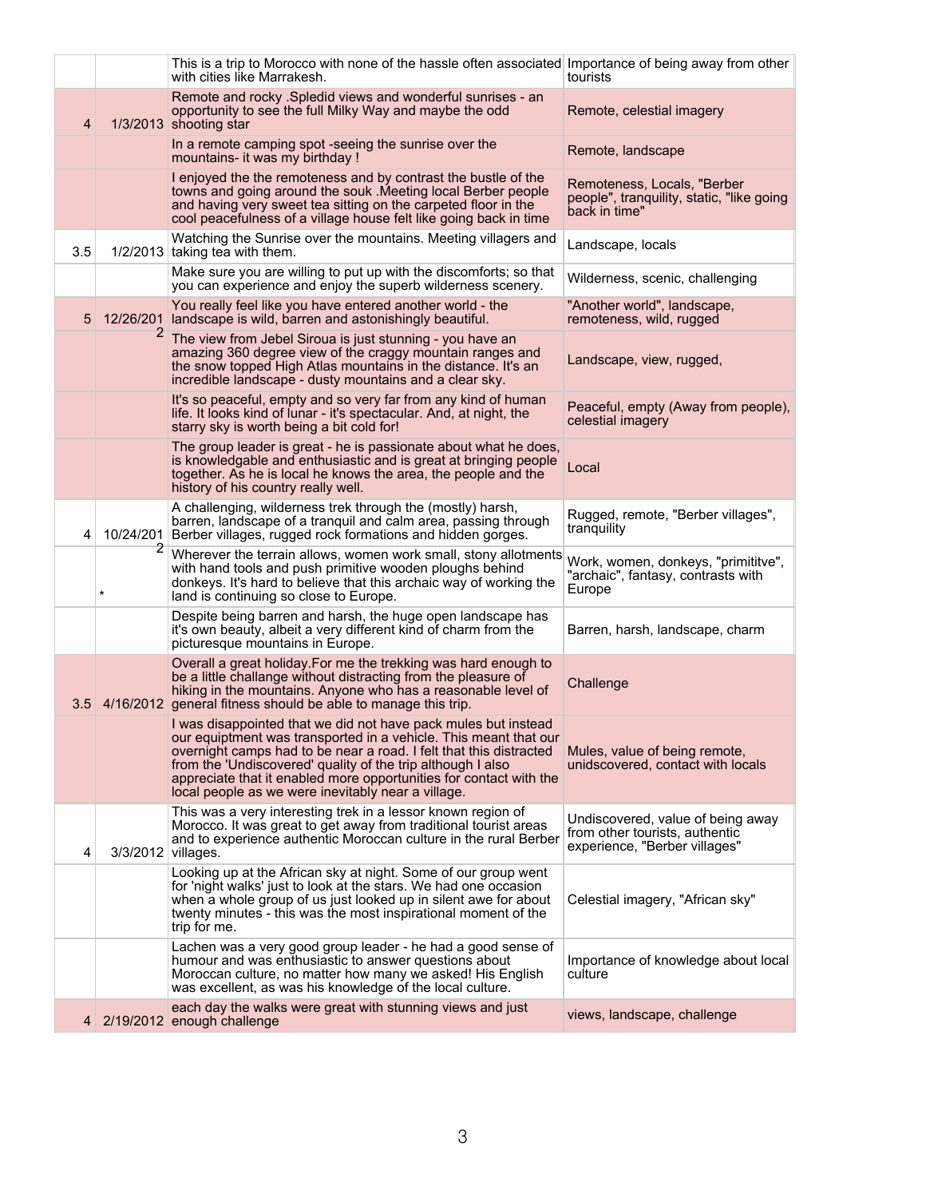|  |  | This is a trip to Morocco with none of the hassle often associated with cities like Marrakesh. | Importance of being away from other tourists |
|---|---|---|---|
| 4 | 1/3/2013 | Remote and rocky .Spledid views and wonderful sunrises - an opportunity to see the full Milky Way and maybe the odd shooting star | Remote, celestial imagery |
|  |  | In a remote camping spot -seeing the sunrise over the mountains- it was my birthday ! | Remote, landscape |
|  |  | I enjoyed the the remoteness and by contrast the bustle of the towns and going around the souk .Meeting local Berber people and having very sweet tea sitting on the carpeted floor in the cool peacefulness of a village house felt like going back in time | Remoteness, Locals, "Berber people", tranquility, static, "like going back in time" |
| 3.5 | 1/2/2013 | Watching the Sunrise over the mountains. Meeting villagers and taking tea with them. | Landscape, locals |
|  |  | Make sure you are willing to put up with the discomforts; so that you can experience and enjoy the superb wilderness scenery. | Wilderness, scenic, challenging |
| 5 | 12/26/2012 | You really feel like you have entered another world - the landscape is wild, barren and astonishingly beautiful. | "Another world", landscape, remoteness, wild, rugged |
|  |  | The view from Jebel Siroua is just stunning - you have an amazing 360 degree view of the craggy mountain ranges and the snow topped High Atlas mountains in the distance. It's an incredible landscape - dusty mountains and a clear sky. | Landscape, view, rugged, |
|  |  | It's so peaceful, empty and so very far from any kind of human life. It looks kind of lunar - it's spectacular. And, at night, the starry sky is worth being a bit cold for! | Peaceful, empty (Away from people), celestial imagery |
|  |  | The group leader is great - he is passionate about what he does, is knowledgable and enthusiastic and is great at bringing people together. As he is local he knows the area, the people and the history of his country really well. | Local |
| 4 | 10/24/2012 | A challenging, wilderness trek through the (mostly) harsh, barren, landscape of a tranquil and calm area, passing through Berber villages, rugged rock formations and hidden gorges. | Rugged, remote, "Berber villages", tranquility |
|  | * | Wherever the terrain allows, women work small, stony allotments with hand tools and push primitive wooden ploughs behind donkeys. It's hard to believe that this archaic way of working the land is continuing so close to Europe. | Work, women, donkeys, "primititve", "archaic", fantasy, contrasts with Europe |
|  |  | Despite being barren and harsh, the huge open landscape has it's own beauty, albeit a very different kind of charm from the picturesque mountains in Europe. | Barren, harsh, landscape, charm |
| 3.5 | 4/16/2012 | Overall a great holiday.For me the trekking was hard enough to be a little challange without distracting from the pleasure of hiking in the mountains. Anyone who has a reasonable level of general fitness should be able to manage this trip. | Challenge |
|  |  | I was disappointed that we did not have pack mules but instead our equiptment was transported in a vehicle. This meant that our overnight camps had to be near a road. I felt that this distracted from the 'Undiscovered' quality of the trip although I also appreciate that it enabled more opportunities for contact with the local people as we were inevitably near a village. | Mules, value of being remote, unidscovered, contact with locals |
| 4 | 3/3/2012 | This was a very interesting trek in a lessor known region of Morocco. It was great to get away from traditional tourist areas and to experience authentic Moroccan culture in the rural Berber villages. | Undiscovered, value of being away from other tourists, authentic experience, "Berber villages" |
|  |  | Looking up at the African sky at night. Some of our group went for 'night walks' just to look at the stars. We had one occasion when a whole group of us just looked up in silent awe for about twenty minutes - this was the most inspirational moment of the trip for me. | Celestial imagery, "African sky" |
|  |  | Lachen was a very good group leader - he had a good sense of humour and was enthusiastic to answer questions about Moroccan culture, no matter how many we asked! His English was excellent, as was his knowledge of the local culture. | Importance of knowledge about local culture |
| 4 | 2/19/2012 | each day the walks were great with stunning views and just enough challenge | views, landscape, challenge |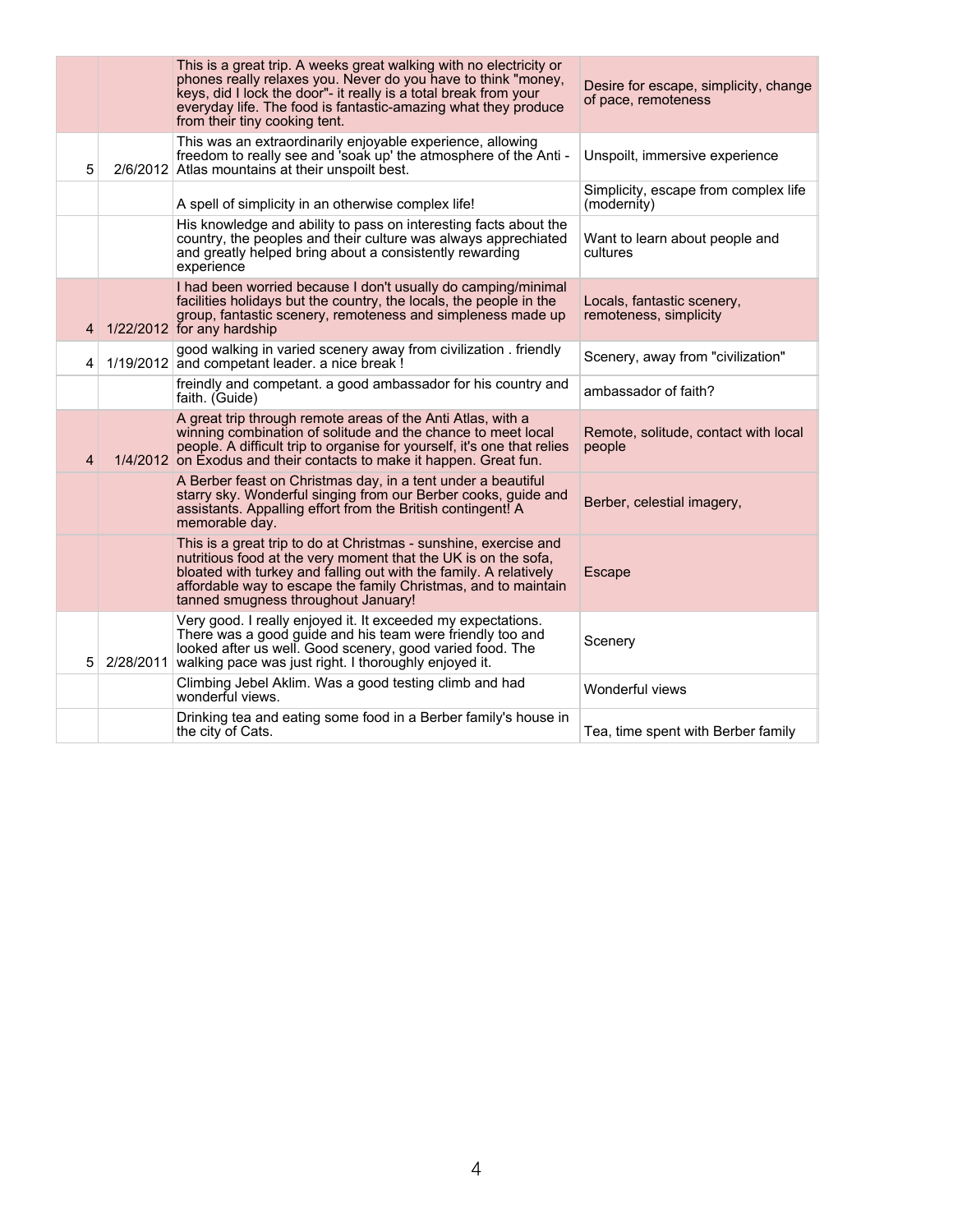| | | | |
|---|---|---|---|
| | | This is a great trip. A weeks great walking with no electricity or phones really relaxes you. Never do you have to think "money, keys, did I lock the door"- it really is a total break from your everyday life. The food is fantastic-amazing what they produce from their tiny cooking tent. | Desire for escape, simplicity, change of pace, remoteness |
| 5 | 2/6/2012 | This was an extraordinarily enjoyable experience, allowing freedom to really see and 'soak up' the atmosphere of the Anti - Atlas mountains at their unspoilt best. | Unspoilt, immersive experience |
| | | A spell of simplicity in an otherwise complex life! | Simplicity, escape from complex life (modernity) |
| | | His knowledge and ability to pass on interesting facts about the country, the peoples and their culture was always apprechiated and greatly helped bring about a consistently rewarding experience | Want to learn about people and cultures |
| 4 | 1/22/2012 | I had been worried because I don't usually do camping/minimal facilities holidays but the country, the locals, the people in the group, fantastic scenery, remoteness and simpleness made up for any hardship | Locals, fantastic scenery, remoteness, simplicity |
| 4 | 1/19/2012 | good walking in varied scenery away from civilization . friendly and competant leader. a nice break ! | Scenery, away from "civilization" |
| | | freindly and competant. a good ambassador for his country and faith. (Guide) | ambassador of faith? |
| 4 | 1/4/2012 | A great trip through remote areas of the Anti Atlas, with a winning combination of solitude and the chance to meet local people. A difficult trip to organise for yourself, it's one that relies on Exodus and their contacts to make it happen. Great fun. | Remote, solitude, contact with local people |
| | | A Berber feast on Christmas day, in a tent under a beautiful starry sky. Wonderful singing from our Berber cooks, guide and assistants. Appalling effort from the British contingent! A memorable day. | Berber, celestial imagery, |
| | | This is a great trip to do at Christmas - sunshine, exercise and nutritious food at the very moment that the UK is on the sofa, bloated with turkey and falling out with the family. A relatively affordable way to escape the family Christmas, and to maintain tanned smugness throughout January! | Escape |
| 5 | 2/28/2011 | Very good. I really enjoyed it. It exceeded my expectations. There was a good guide and his team were friendly too and looked after us well. Good scenery, good varied food. The walking pace was just right. I thoroughly enjoyed it. | Scenery |
| | | Climbing Jebel Aklim. Was a good testing climb and had wonderful views. | Wonderful views |
| | | Drinking tea and eating some food in a Berber family's house in the city of Cats. | Tea, time spent with Berber family |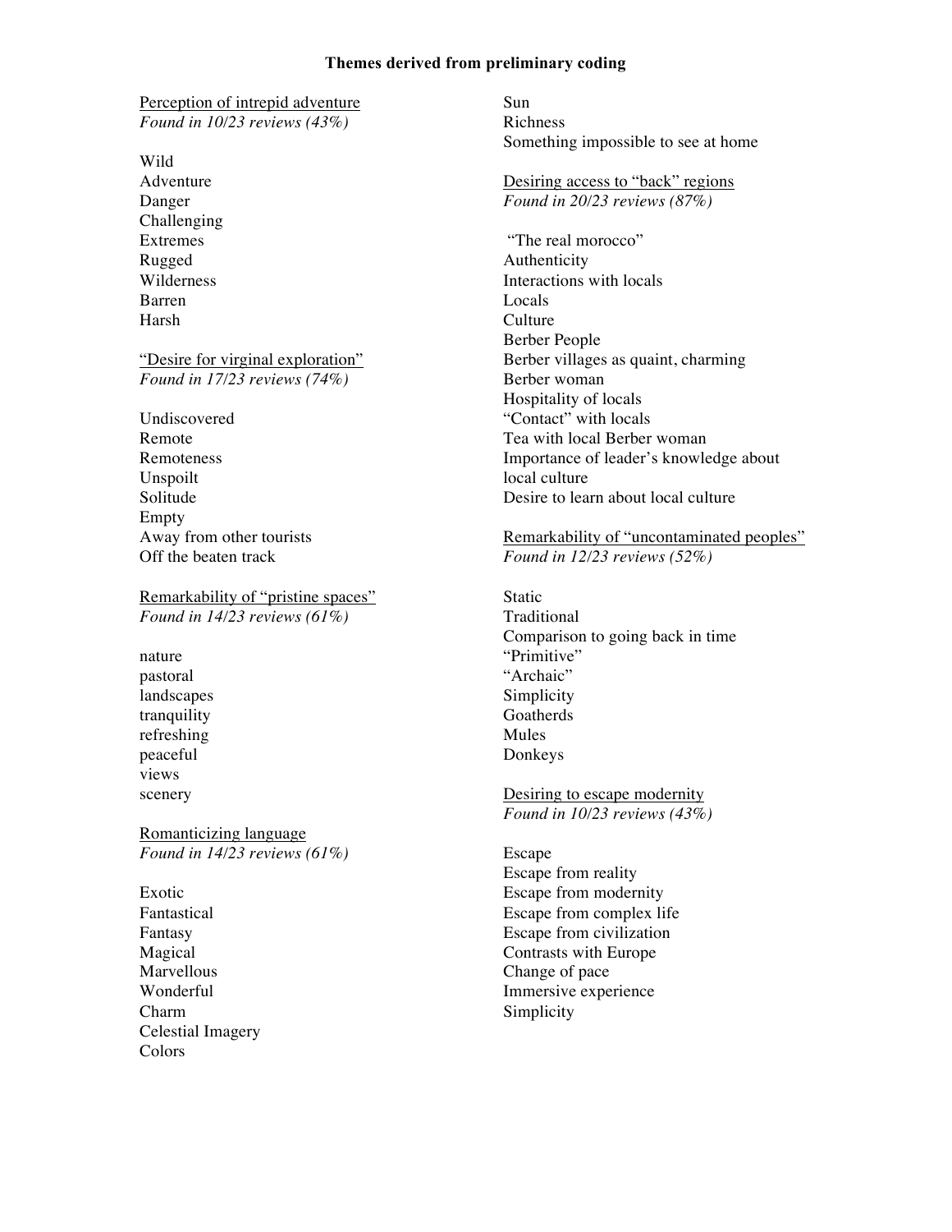**Themes derived from preliminary coding**

Perception of intrepid adventure
*Found in 10/23 reviews (43%)*

Wild
Adventure
Danger
Challenging
Extremes
Rugged
Wilderness
Barren
Harsh

"Desire for virginal exploration"
*Found in 17/23 reviews (74%)*

Undiscovered
Remote
Remoteness
Unspoilt
Solitude
Empty
Away from other tourists
Off the beaten track

Remarkability of "pristine spaces"
*Found in 14/23 reviews (61%)*

nature
pastoral
landscapes
tranquility
refreshing
peaceful
views
scenery

Romanticizing language
*Found in 14/23 reviews (61%)*

Exotic
Fantastical
Fantasy
Magical
Marvellous
Wonderful
Charm
Celestial Imagery
Colors
Sun
Richness
Something impossible to see at home

Desiring access to "back" regions
*Found in 20/23 reviews (87%)*

"The real morocco"
Authenticity
Interactions with locals
Locals
Culture
Berber People
Berber villages as quaint, charming
Berber woman
Hospitality of locals
"Contact" with locals
Tea with local Berber woman
Importance of leader's knowledge about local culture
Desire to learn about local culture

Remarkability of "uncontaminated peoples"
*Found in 12/23 reviews (52%)*

Static
Traditional
Comparison to going back in time
"Primitive"
"Archaic"
Simplicity
Goatherds
Mules
Donkeys

Desiring to escape modernity
*Found in 10/23 reviews (43%)*

Escape
Escape from reality
Escape from modernity
Escape from complex life
Escape from civilization
Contrasts with Europe
Change of pace
Immersive experience
Simplicity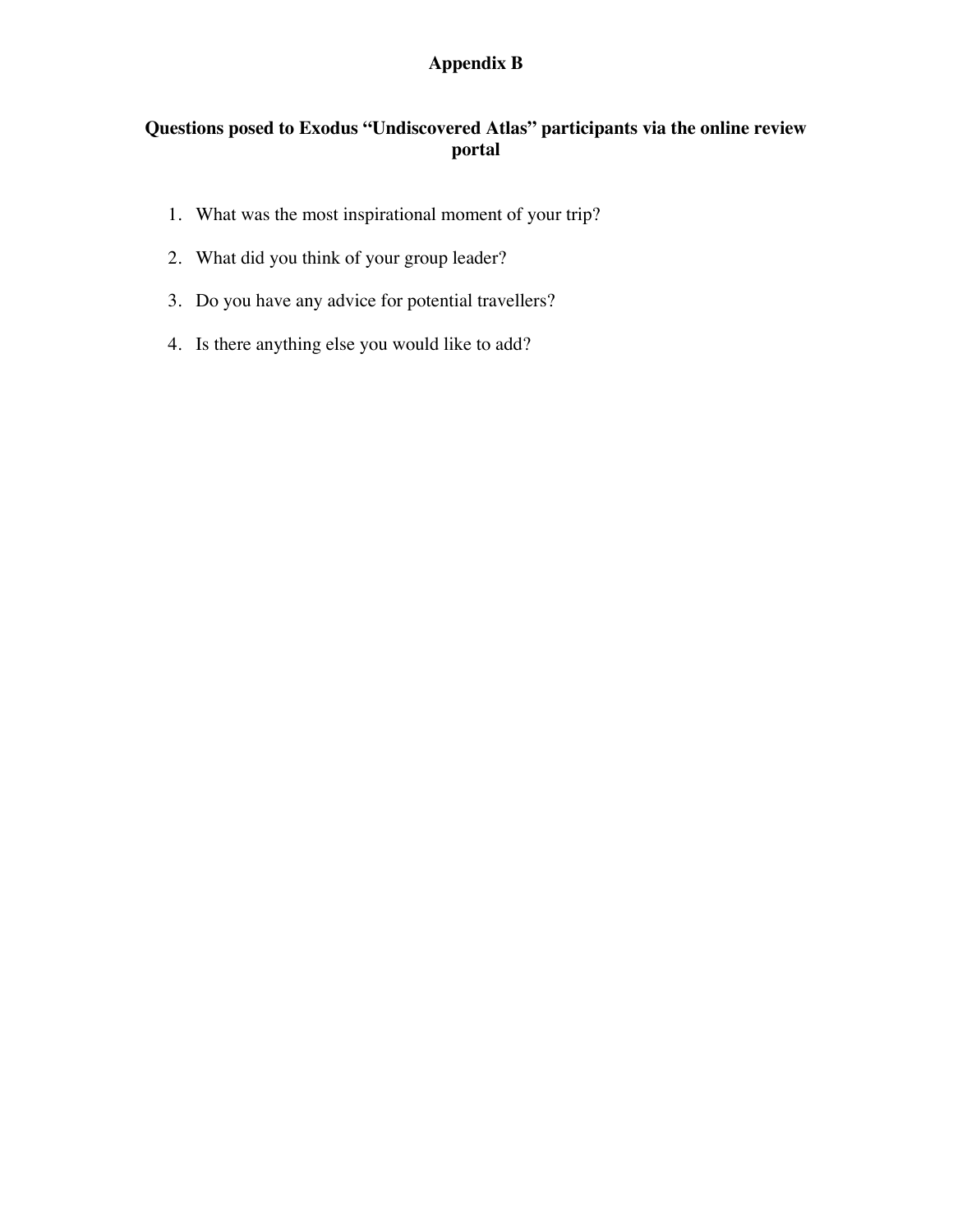# Appendix B

## Questions posed to Exodus "Undiscovered Atlas" participants via the online review portal

1. What was the most inspirational moment of your trip?
2. What did you think of your group leader?
3. Do you have any advice for potential travellers?
4. Is there anything else you would like to add?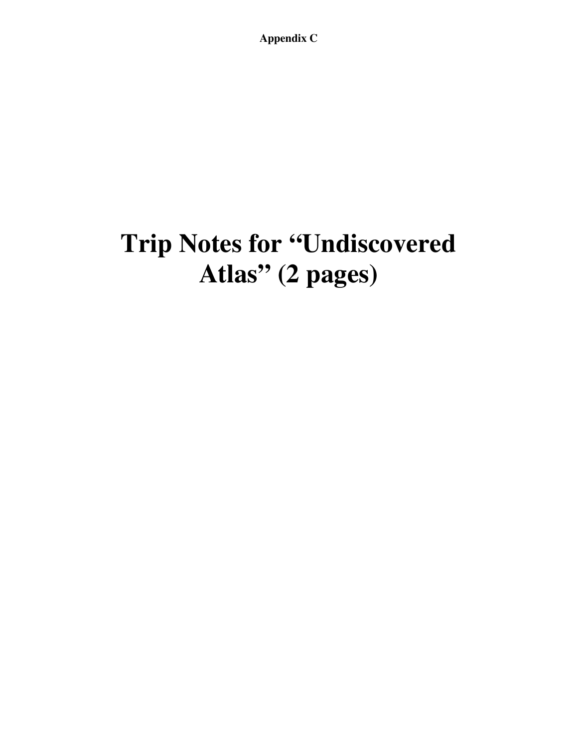**Appendix C**

# Trip Notes for "Undiscovered Atlas" (2 pages)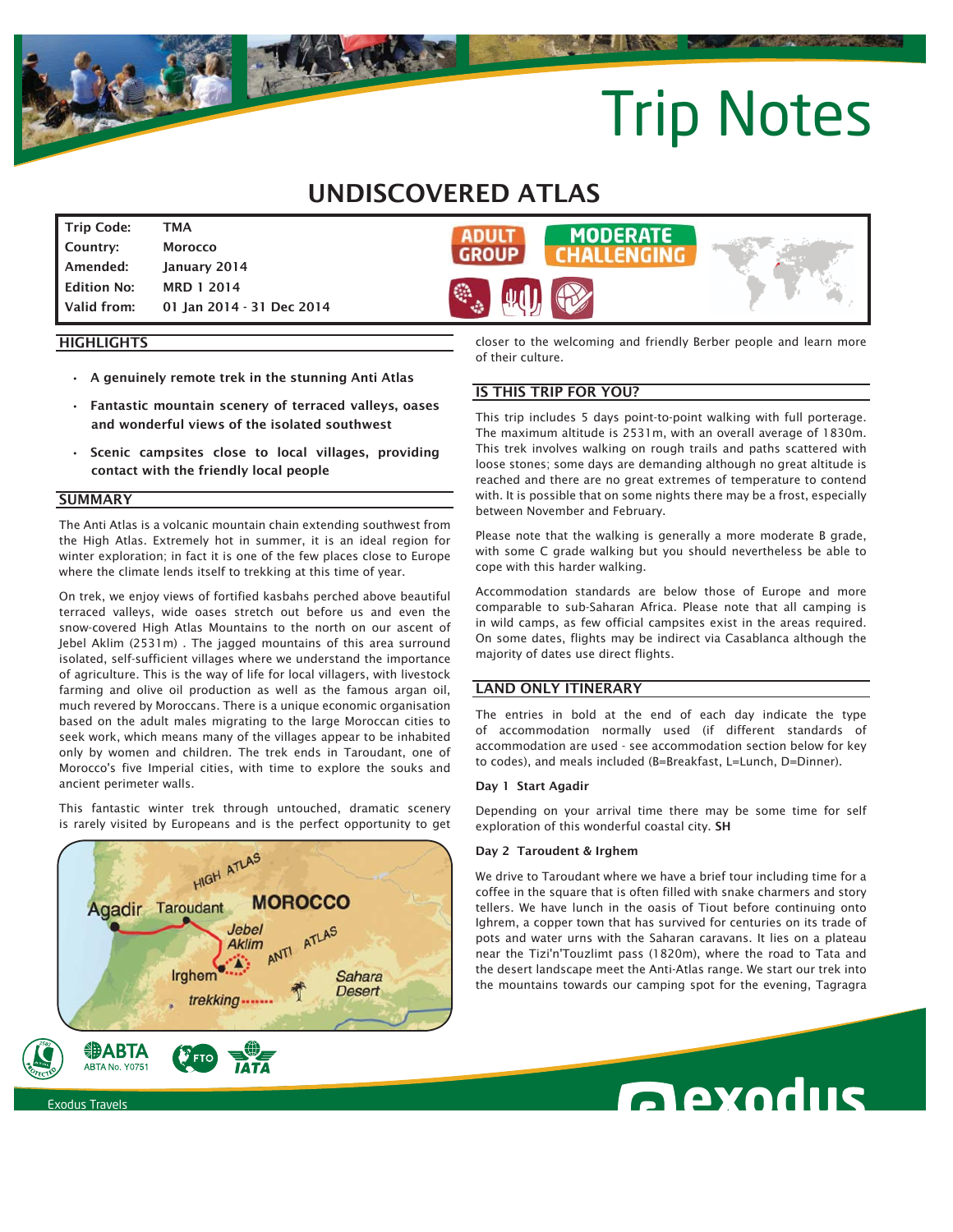# Trip Notes

## UNDISCOVERED ATLAS

| | |
|---|---|
| **Trip Code:** | **TMA** |
| **Country:** | **Morocco** |
| **Amended:** | **January 2014** |
| **Edition No:** | **MRD 1 2014** |
| **Valid from:** | **01 Jan 2014 - 31 Dec 2014** |

ADULT GROUP | MODERATE CHALLENGING

### HIGHLIGHTS

- **A genuinely remote trek in the stunning Anti Atlas**
- **Fantastic mountain scenery of terraced valleys, oases and wonderful views of the isolated southwest**
- **Scenic campsites close to local villages, providing contact with the friendly local people**

### SUMMARY

The Anti Atlas is a volcanic mountain chain extending southwest from the High Atlas. Extremely hot in summer, it is an ideal region for winter exploration; in fact it is one of the few places close to Europe where the climate lends itself to trekking at this time of year.

On trek, we enjoy views of fortified kasbahs perched above beautiful terraced valleys, wide oases stretch out before us and even the snow-covered High Atlas Mountains to the north on our ascent of Jebel Aklim (2531m) . The jagged mountains of this area surround isolated, self-sufficient villages where we understand the importance of agriculture. This is the way of life for local villagers, with livestock farming and olive oil production as well as the famous argan oil, much revered by Moroccans. There is a unique economic organisation based on the adult males migrating to the large Moroccan cities to seek work, which means many of the villages appear to be inhabited only by women and children. The trek ends in Taroudant, one of Morocco's five Imperial cities, with time to explore the souks and ancient perimeter walls.

This fantastic winter trek through untouched, dramatic scenery is rarely visited by Europeans and is the perfect opportunity to get closer to the welcoming and friendly Berber people and learn more of their culture.

### IS THIS TRIP FOR YOU?

This trip includes 5 days point-to-point walking with full porterage. The maximum altitude is 2531m, with an overall average of 1830m. This trek involves walking on rough trails and paths scattered with loose stones; some days are demanding although no great altitude is reached and there are no great extremes of temperature to contend with. It is possible that on some nights there may be a frost, especially between November and February.

Please note that the walking is generally a more moderate B grade, with some C grade walking but you should nevertheless be able to cope with this harder walking.

Accommodation standards are below those of Europe and more comparable to sub-Saharan Africa. Please note that all camping is in wild camps, as few official campsites exist in the areas required. On some dates, flights may be indirect via Casablanca although the majority of dates use direct flights.

### LAND ONLY ITINERARY

The entries in bold at the end of each day indicate the type of accommodation normally used (if different standards of accommodation are used - see accommodation section below for key to codes), and meals included (B=Breakfast, L=Lunch, D=Dinner).

**Day 1 Start Agadir**

Depending on your arrival time there may be some time for self exploration of this wonderful coastal city. **SH**

**Day 2 Taroudent & Irghem**

We drive to Taroudant where we have a brief tour including time for a coffee in the square that is often filled with snake charmers and story tellers. We have lunch in the oasis of Tiout before continuing onto Ighrem, a copper town that has survived for centuries on its trade of pots and water urns with the Saharan caravans. It lies on a plateau near the Tizi'n'Touzlimt pass (1820m), where the road to Tata and the desert landscape meet the Anti-Atlas range. We start our trek into the mountains towards our camping spot for the evening, Tagragra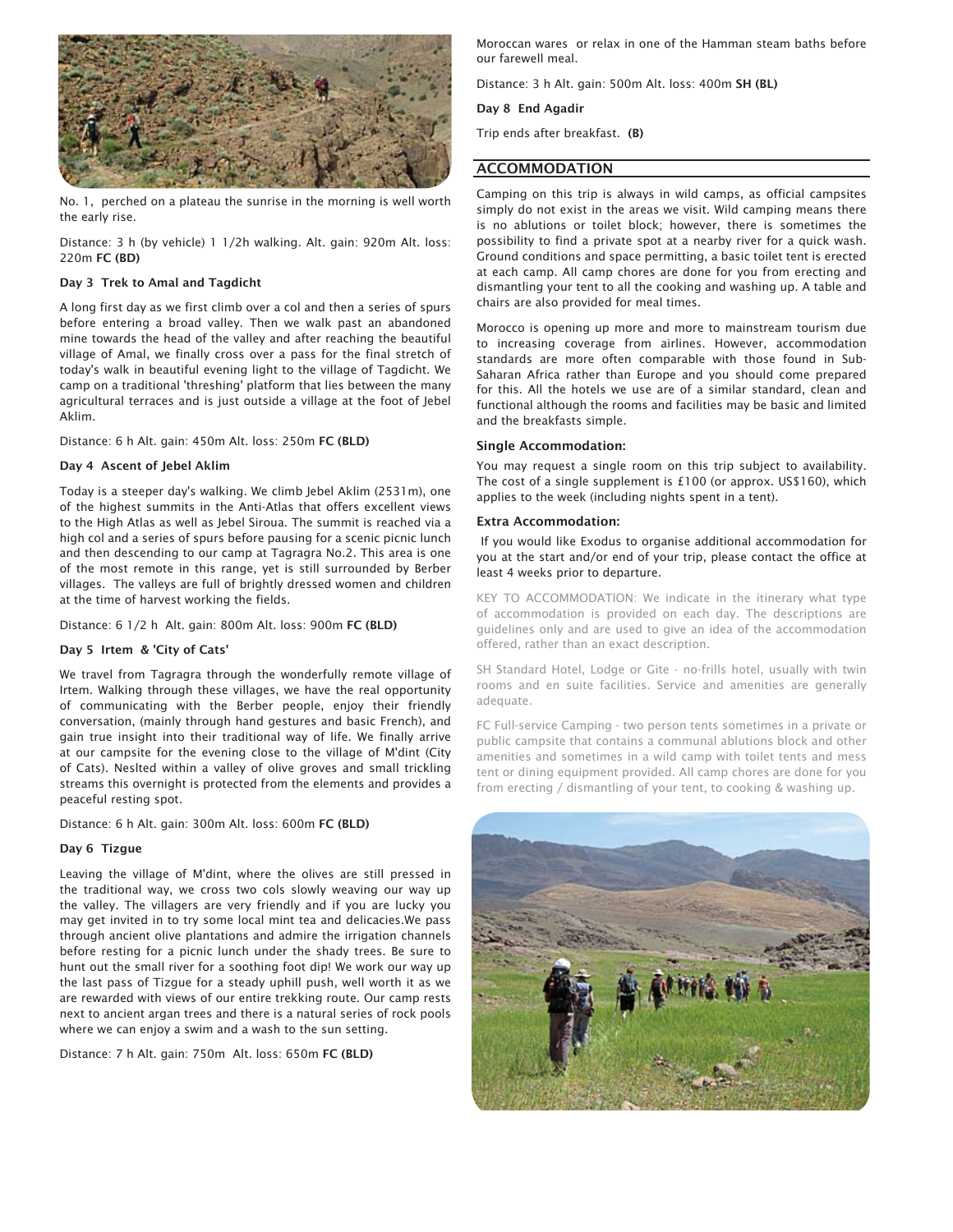No. 1, perched on a plateau the sunrise in the morning is well worth the early rise.

Distance: 3 h (by vehicle) 1 1/2h walking. Alt. gain: 920m Alt. loss: 220m **FC (BD)**

**Day 3 Trek to Amal and Tagdicht**

A long first day as we first climb over a col and then a series of spurs before entering a broad valley. Then we walk past an abandoned mine towards the head of the valley and after reaching the beautiful village of Amal, we finally cross over a pass for the final stretch of today's walk in beautiful evening light to the village of Tagdicht. We camp on a traditional 'threshing' platform that lies between the many agricultural terraces and is just outside a village at the foot of Jebel Aklim.

Distance: 6 h Alt. gain: 450m Alt. loss: 250m **FC (BLD)**

**Day 4 Ascent of Jebel Aklim**

Today is a steeper day's walking. We climb Jebel Aklim (2531m), one of the highest summits in the Anti-Atlas that offers excellent views to the High Atlas as well as Jebel Siroua. The summit is reached via a high col and a series of spurs before pausing for a scenic picnic lunch and then descending to our camp at Tagragra No.2. This area is one of the most remote in this range, yet is still surrounded by Berber villages. The valleys are full of brightly dressed women and children at the time of harvest working the fields.

Distance: 6 1/2 h Alt. gain: 800m Alt. loss: 900m **FC (BLD)**

**Day 5 Irtem & 'City of Cats'**

We travel from Tagragra through the wonderfully remote village of Irtem. Walking through these villages, we have the real opportunity of communicating with the Berber people, enjoy their friendly conversation, (mainly through hand gestures and basic French), and gain true insight into their traditional way of life. We finally arrive at our campsite for the evening close to the village of M'dint (City of Cats). Neslted within a valley of olive groves and small trickling streams this overnight is protected from the elements and provides a peaceful resting spot.

Distance: 6 h Alt. gain: 300m Alt. loss: 600m **FC (BLD)**

**Day 6 Tizgue**

Leaving the village of M'dint, where the olives are still pressed in the traditional way, we cross two cols slowly weaving our way up the valley. The villagers are very friendly and if you are lucky you may get invited in to try some local mint tea and delicacies.We pass through ancient olive plantations and admire the irrigation channels before resting for a picnic lunch under the shady trees. Be sure to hunt out the small river for a soothing foot dip! We work our way up the last pass of Tizgue for a steady uphill push, well worth it as we are rewarded with views of our entire trekking route. Our camp rests next to ancient argan trees and there is a natural series of rock pools where we can enjoy a swim and a wash to the sun setting.

Distance: 7 h Alt. gain: 750m Alt. loss: 650m **FC (BLD)**

Moroccan wares or relax in one of the Hamman steam baths before our farewell meal.

Distance: 3 h Alt. gain: 500m Alt. loss: 400m **SH (BL)**

**Day 8 End Agadir**

Trip ends after breakfast. **(B)**

## ACCOMMODATION

Camping on this trip is always in wild camps, as official campsites simply do not exist in the areas we visit. Wild camping means there is no ablutions or toilet block; however, there is sometimes the possibility to find a private spot at a nearby river for a quick wash. Ground conditions and space permitting, a basic toilet tent is erected at each camp. All camp chores are done for you from erecting and dismantling your tent to all the cooking and washing up. A table and chairs are also provided for meal times.

Morocco is opening up more and more to mainstream tourism due to increasing coverage from airlines. However, accommodation standards are more often comparable with those found in Sub-Saharan Africa rather than Europe and you should come prepared for this. All the hotels we use are of a similar standard, clean and functional although the rooms and facilities may be basic and limited and the breakfasts simple.

**Single Accommodation:**

You may request a single room on this trip subject to availability. The cost of a single supplement is £100 (or approx. US$160), which applies to the week (including nights spent in a tent).

**Extra Accommodation:**

If you would like Exodus to organise additional accommodation for you at the start and/or end of your trip, please contact the office at least 4 weeks prior to departure.

KEY TO ACCOMMODATION: We indicate in the itinerary what type of accommodation is provided on each day. The descriptions are guidelines only and are used to give an idea of the accommodation offered, rather than an exact description.

SH Standard Hotel, Lodge or Gite - no-frills hotel, usually with twin rooms and en suite facilities. Service and amenities are generally adequate.

FC Full-service Camping - two person tents sometimes in a private or public campsite that contains a communal ablutions block and other amenities and sometimes in a wild camp with toilet tents and mess tent or dining equipment provided. All camp chores are done for you from erecting / dismantling of your tent, to cooking & washing up.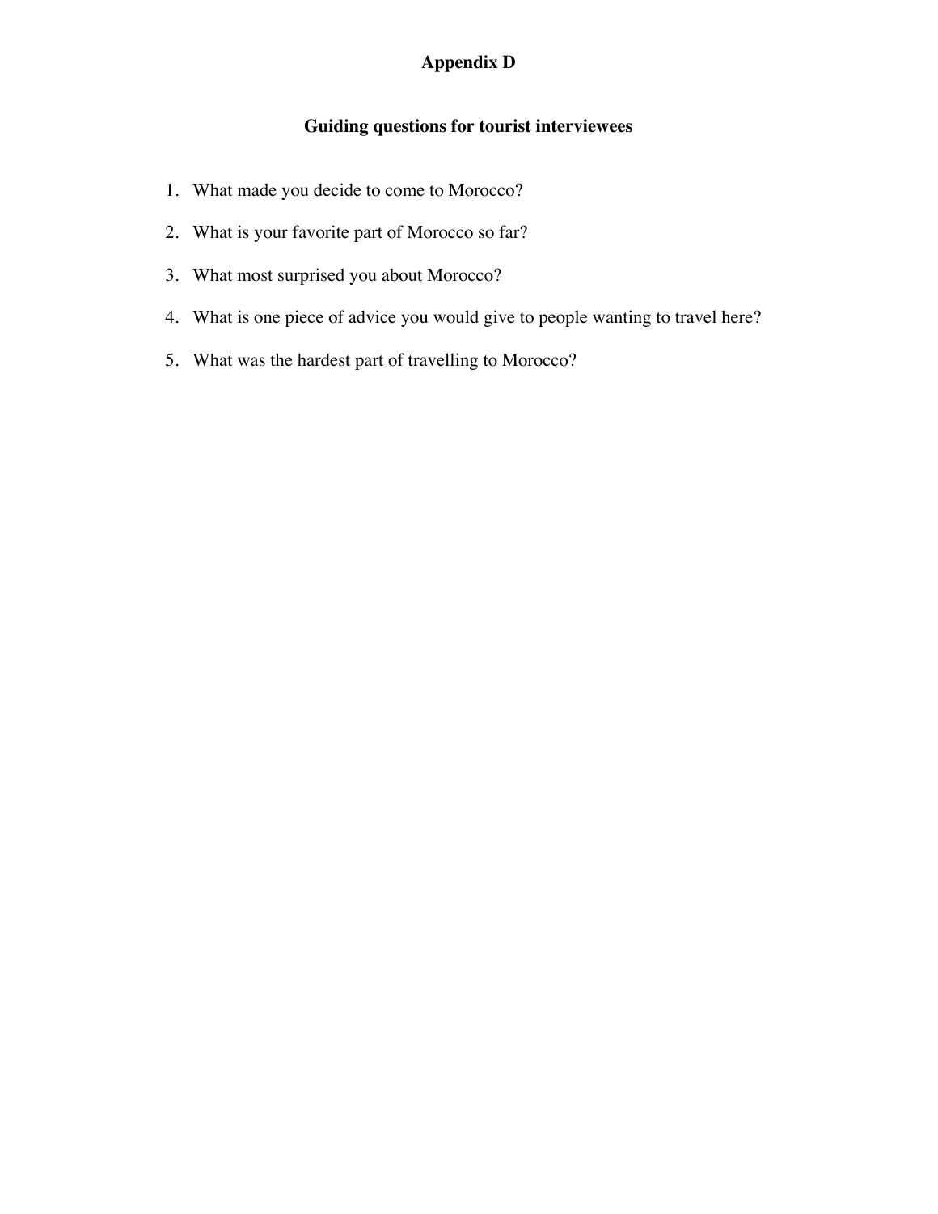## Appendix D

### Guiding questions for tourist interviewees

1. What made you decide to come to Morocco?
2. What is your favorite part of Morocco so far?
3. What most surprised you about Morocco?
4. What is one piece of advice you would give to people wanting to travel here?
5. What was the hardest part of travelling to Morocco?